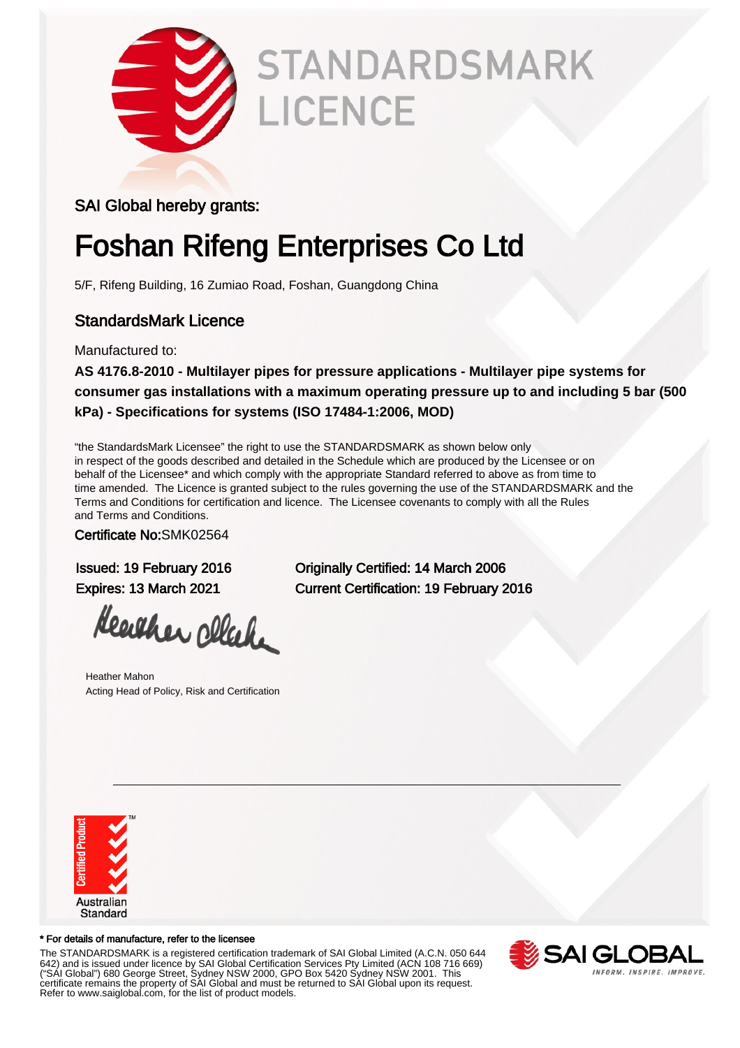# STANDARDSMARK LICENCE

SAI Global hereby grants:

# Foshan Rifeng Enterprises Co Ltd

5/F, Rifeng Building, 16 Zumiao Road, Foshan, Guangdong China

## StandardsMark Licence

Manufactured to:

**AS 4176.8-2010 - Multilayer pipes for pressure applications - Multilayer pipe systems for consumer gas installations with a maximum operating pressure up to and including 5 bar (500 kPa) - Specifications for systems (ISO 17484-1:2006, MOD)**

"the StandardsMark Licensee" the right to use the STANDARDSMARK as shown below only in respect of the goods described and detailed in the Schedule which are produced by the Licensee or on behalf of the Licensee* and which comply with the appropriate Standard referred to above as from time to time amended. The Licence is granted subject to the rules governing the use of the STANDARDSMARK and the Terms and Conditions for certification and licence. The Licensee covenants to comply with all the Rules and Terms and Conditions.

Certificate No:SMK02564

Issued: 19 February 2016
Expires: 13 March 2021

Originally Certified: 14 March 2006
Current Certification: 19 February 2016

Heather Mahon
Acting Head of Policy, Risk and Certification

Certified Product TM
Australian Standard

\* For details of manufacture, refer to the licensee

The STANDARDSMARK is a registered certification trademark of SAI Global Limited (A.C.N. 050 644 642) and is issued under licence by SAI Global Certification Services Pty Limited (ACN 108 716 669) ("SAI Global") 680 George Street, Sydney NSW 2000, GPO Box 5420 Sydney NSW 2001. This certificate remains the property of SAI Global and must be returned to SAI Global upon its request. Refer to www.saiglobal.com, for the list of product models.

SAI GLOBAL
INFORM. INSPIRE. IMPROVE.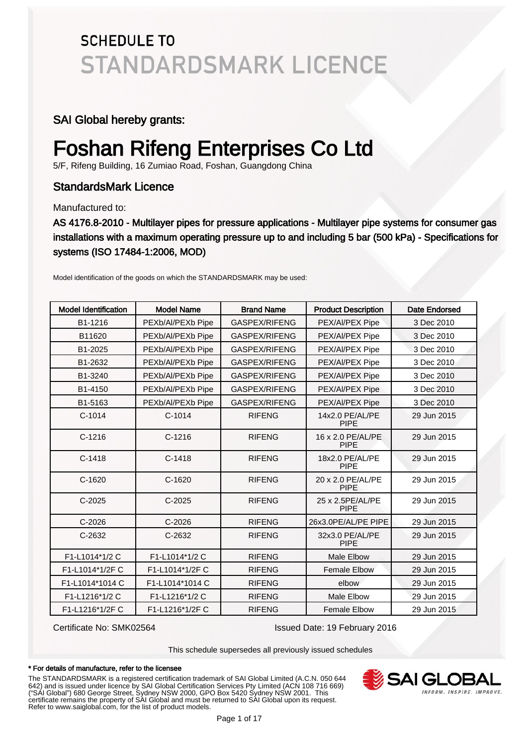# SCHEDULE TO
# STANDARDSMARK LICENCE

## SAI Global hereby grants:

# Foshan Rifeng Enterprises Co Ltd

5/F, Rifeng Building, 16 Zumiao Road, Foshan, Guangdong China

## StandardsMark Licence

Manufactured to:

**AS 4176.8-2010 - Multilayer pipes for pressure applications - Multilayer pipe systems for consumer gas installations with a maximum operating pressure up to and including 5 bar (500 kPa) - Specifications for systems (ISO 17484-1:2006, MOD)**

Model identification of the goods on which the STANDARDSMARK may be used:

| Model Identification | Model Name | Brand Name | Product Description | Date Endorsed |
|---|---|---|---|---|
| B1-1216 | PEXb/Al/PEXb Pipe | GASPEX/RIFENG | PEX/Al/PEX Pipe | 3 Dec 2010 |
| B11620 | PEXb/Al/PEXb Pipe | GASPEX/RIFENG | PEX/Al/PEX Pipe | 3 Dec 2010 |
| B1-2025 | PEXb/Al/PEXb Pipe | GASPEX/RIFENG | PEX/Al/PEX Pipe | 3 Dec 2010 |
| B1-2632 | PEXb/Al/PEXb Pipe | GASPEX/RIFENG | PEX/Al/PEX Pipe | 3 Dec 2010 |
| B1-3240 | PEXb/Al/PEXb Pipe | GASPEX/RIFENG | PEX/Al/PEX Pipe | 3 Dec 2010 |
| B1-4150 | PEXb/Al/PEXb Pipe | GASPEX/RIFENG | PEX/Al/PEX Pipe | 3 Dec 2010 |
| B1-5163 | PEXb/Al/PEXb Pipe | GASPEX/RIFENG | PEX/Al/PEX Pipe | 3 Dec 2010 |
| C-1014 | C-1014 | RIFENG | 14x2.0 PE/AL/PE PIPE | 29 Jun 2015 |
| C-1216 | C-1216 | RIFENG | 16 x 2.0 PE/AL/PE PIPE | 29 Jun 2015 |
| C-1418 | C-1418 | RIFENG | 18x2.0 PE/AL/PE PIPE | 29 Jun 2015 |
| C-1620 | C-1620 | RIFENG | 20 x 2.0 PE/AL/PE PIPE | 29 Jun 2015 |
| C-2025 | C-2025 | RIFENG | 25 x 2.5PE/AL/PE PIPE | 29 Jun 2015 |
| C-2026 | C-2026 | RIFENG | 26x3.0PE/AL/PE PIPE | 29 Jun 2015 |
| C-2632 | C-2632 | RIFENG | 32x3.0 PE/AL/PE PIPE | 29 Jun 2015 |
| F1-L1014*1/2 C | F1-L1014*1/2 C | RIFENG | Male Elbow | 29 Jun 2015 |
| F1-L1014*1/2F C | F1-L1014*1/2F C | RIFENG | Female Elbow | 29 Jun 2015 |
| F1-L1014*1014 C | F1-L1014*1014 C | RIFENG | elbow | 29 Jun 2015 |
| F1-L1216*1/2 C | F1-L1216*1/2 C | RIFENG | Male Elbow | 29 Jun 2015 |
| F1-L1216*1/2F C | F1-L1216*1/2F C | RIFENG | Female Elbow | 29 Jun 2015 |

Certificate No: SMK02564

Issued Date: 19 February 2016

This schedule supersedes all previously issued schedules

**\* For details of manufacture, refer to the licensee**

The STANDARDSMARK is a registered certification trademark of SAI Global Limited (A.C.N. 050 644 642) and is issued under licence by SAI Global Certification Services Pty Limited (ACN 108 716 669) ("SAI Global") 680 George Street, Sydney NSW 2000, GPO Box 5420 Sydney NSW 2001. This certificate remains the property of SAI Global and must be returned to SAI Global upon its request. Refer to www.saiglobal.com, for the list of product models.

SAI GLOBAL
INFORM. INSPIRE. IMPROVE.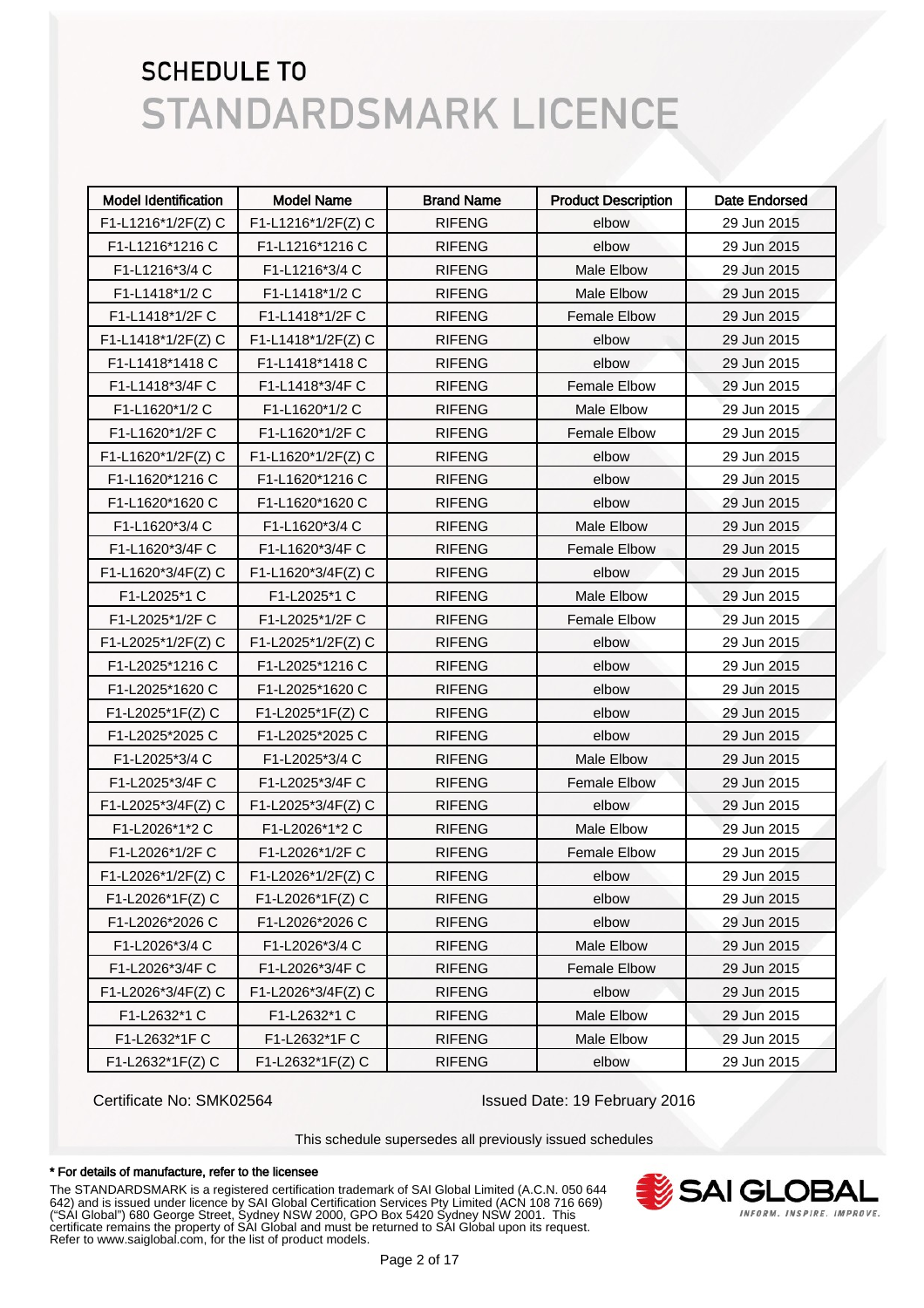# SCHEDULE TO
# STANDARDSMARK LICENCE

| Model Identification | Model Name | Brand Name | Product Description | Date Endorsed |
|---|---|---|---|---|
| F1-L1216*1/2F(Z) C | F1-L1216*1/2F(Z) C | RIFENG | elbow | 29 Jun 2015 |
| F1-L1216*1216 C | F1-L1216*1216 C | RIFENG | elbow | 29 Jun 2015 |
| F1-L1216*3/4 C | F1-L1216*3/4 C | RIFENG | Male Elbow | 29 Jun 2015 |
| F1-L1418*1/2 C | F1-L1418*1/2 C | RIFENG | Male Elbow | 29 Jun 2015 |
| F1-L1418*1/2F C | F1-L1418*1/2F C | RIFENG | Female Elbow | 29 Jun 2015 |
| F1-L1418*1/2F(Z) C | F1-L1418*1/2F(Z) C | RIFENG | elbow | 29 Jun 2015 |
| F1-L1418*1418 C | F1-L1418*1418 C | RIFENG | elbow | 29 Jun 2015 |
| F1-L1418*3/4F C | F1-L1418*3/4F C | RIFENG | Female Elbow | 29 Jun 2015 |
| F1-L1620*1/2 C | F1-L1620*1/2 C | RIFENG | Male Elbow | 29 Jun 2015 |
| F1-L1620*1/2F C | F1-L1620*1/2F C | RIFENG | Female Elbow | 29 Jun 2015 |
| F1-L1620*1/2F(Z) C | F1-L1620*1/2F(Z) C | RIFENG | elbow | 29 Jun 2015 |
| F1-L1620*1216 C | F1-L1620*1216 C | RIFENG | elbow | 29 Jun 2015 |
| F1-L1620*1620 C | F1-L1620*1620 C | RIFENG | elbow | 29 Jun 2015 |
| F1-L1620*3/4 C | F1-L1620*3/4 C | RIFENG | Male Elbow | 29 Jun 2015 |
| F1-L1620*3/4F C | F1-L1620*3/4F C | RIFENG | Female Elbow | 29 Jun 2015 |
| F1-L1620*3/4F(Z) C | F1-L1620*3/4F(Z) C | RIFENG | elbow | 29 Jun 2015 |
| F1-L2025*1 C | F1-L2025*1 C | RIFENG | Male Elbow | 29 Jun 2015 |
| F1-L2025*1/2F C | F1-L2025*1/2F C | RIFENG | Female Elbow | 29 Jun 2015 |
| F1-L2025*1/2F(Z) C | F1-L2025*1/2F(Z) C | RIFENG | elbow | 29 Jun 2015 |
| F1-L2025*1216 C | F1-L2025*1216 C | RIFENG | elbow | 29 Jun 2015 |
| F1-L2025*1620 C | F1-L2025*1620 C | RIFENG | elbow | 29 Jun 2015 |
| F1-L2025*1F(Z) C | F1-L2025*1F(Z) C | RIFENG | elbow | 29 Jun 2015 |
| F1-L2025*2025 C | F1-L2025*2025 C | RIFENG | elbow | 29 Jun 2015 |
| F1-L2025*3/4 C | F1-L2025*3/4 C | RIFENG | Male Elbow | 29 Jun 2015 |
| F1-L2025*3/4F C | F1-L2025*3/4F C | RIFENG | Female Elbow | 29 Jun 2015 |
| F1-L2025*3/4F(Z) C | F1-L2025*3/4F(Z) C | RIFENG | elbow | 29 Jun 2015 |
| F1-L2026*1*2 C | F1-L2026*1*2 C | RIFENG | Male Elbow | 29 Jun 2015 |
| F1-L2026*1/2F C | F1-L2026*1/2F C | RIFENG | Female Elbow | 29 Jun 2015 |
| F1-L2026*1/2F(Z) C | F1-L2026*1/2F(Z) C | RIFENG | elbow | 29 Jun 2015 |
| F1-L2026*1F(Z) C | F1-L2026*1F(Z) C | RIFENG | elbow | 29 Jun 2015 |
| F1-L2026*2026 C | F1-L2026*2026 C | RIFENG | elbow | 29 Jun 2015 |
| F1-L2026*3/4 C | F1-L2026*3/4 C | RIFENG | Male Elbow | 29 Jun 2015 |
| F1-L2026*3/4F C | F1-L2026*3/4F C | RIFENG | Female Elbow | 29 Jun 2015 |
| F1-L2026*3/4F(Z) C | F1-L2026*3/4F(Z) C | RIFENG | elbow | 29 Jun 2015 |
| F1-L2632*1 C | F1-L2632*1 C | RIFENG | Male Elbow | 29 Jun 2015 |
| F1-L2632*1F C | F1-L2632*1F C | RIFENG | Male Elbow | 29 Jun 2015 |
| F1-L2632*1F(Z) C | F1-L2632*1F(Z) C | RIFENG | elbow | 29 Jun 2015 |

Certificate No: SMK02564 Issued Date: 19 February 2016

This schedule supersedes all previously issued schedules

**\* For details of manufacture, refer to the licensee**

The STANDARDSMARK is a registered certification trademark of SAI Global Limited (A.C.N. 050 644 642) and is issued under licence by SAI Global Certification Services Pty Limited (ACN 108 716 669) ("SAI Global") 680 George Street, Sydney NSW 2000, GPO Box 5420 Sydney NSW 2001. This certificate remains the property of SAI Global and must be returned to SAI Global upon its request. Refer to www.saiglobal.com, for the list of product models.

SAI GLOBAL
INFORM. INSPIRE. IMPROVE.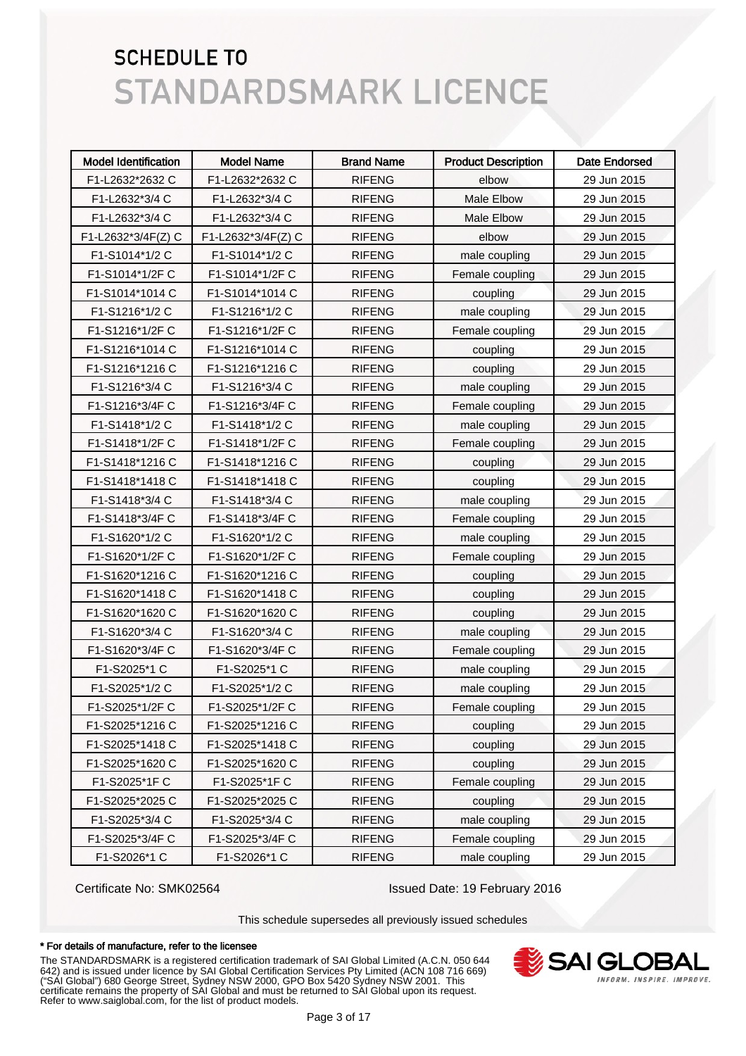# SCHEDULE TO
# STANDARDSMARK LICENCE

| Model Identification | Model Name | Brand Name | Product Description | Date Endorsed |
|---|---|---|---|---|
| F1-L2632*2632 C | F1-L2632*2632 C | RIFENG | elbow | 29 Jun 2015 |
| F1-L2632*3/4 C | F1-L2632*3/4 C | RIFENG | Male Elbow | 29 Jun 2015 |
| F1-L2632*3/4 C | F1-L2632*3/4 C | RIFENG | Male Elbow | 29 Jun 2015 |
| F1-L2632*3/4F(Z) C | F1-L2632*3/4F(Z) C | RIFENG | elbow | 29 Jun 2015 |
| F1-S1014*1/2 C | F1-S1014*1/2 C | RIFENG | male coupling | 29 Jun 2015 |
| F1-S1014*1/2F C | F1-S1014*1/2F C | RIFENG | Female coupling | 29 Jun 2015 |
| F1-S1014*1014 C | F1-S1014*1014 C | RIFENG | coupling | 29 Jun 2015 |
| F1-S1216*1/2 C | F1-S1216*1/2 C | RIFENG | male coupling | 29 Jun 2015 |
| F1-S1216*1/2F C | F1-S1216*1/2F C | RIFENG | Female coupling | 29 Jun 2015 |
| F1-S1216*1014 C | F1-S1216*1014 C | RIFENG | coupling | 29 Jun 2015 |
| F1-S1216*1216 C | F1-S1216*1216 C | RIFENG | coupling | 29 Jun 2015 |
| F1-S1216*3/4 C | F1-S1216*3/4 C | RIFENG | male coupling | 29 Jun 2015 |
| F1-S1216*3/4F C | F1-S1216*3/4F C | RIFENG | Female coupling | 29 Jun 2015 |
| F1-S1418*1/2 C | F1-S1418*1/2 C | RIFENG | male coupling | 29 Jun 2015 |
| F1-S1418*1/2F C | F1-S1418*1/2F C | RIFENG | Female coupling | 29 Jun 2015 |
| F1-S1418*1216 C | F1-S1418*1216 C | RIFENG | coupling | 29 Jun 2015 |
| F1-S1418*1418 C | F1-S1418*1418 C | RIFENG | coupling | 29 Jun 2015 |
| F1-S1418*3/4 C | F1-S1418*3/4 C | RIFENG | male coupling | 29 Jun 2015 |
| F1-S1418*3/4F C | F1-S1418*3/4F C | RIFENG | Female coupling | 29 Jun 2015 |
| F1-S1620*1/2 C | F1-S1620*1/2 C | RIFENG | male coupling | 29 Jun 2015 |
| F1-S1620*1/2F C | F1-S1620*1/2F C | RIFENG | Female coupling | 29 Jun 2015 |
| F1-S1620*1216 C | F1-S1620*1216 C | RIFENG | coupling | 29 Jun 2015 |
| F1-S1620*1418 C | F1-S1620*1418 C | RIFENG | coupling | 29 Jun 2015 |
| F1-S1620*1620 C | F1-S1620*1620 C | RIFENG | coupling | 29 Jun 2015 |
| F1-S1620*3/4 C | F1-S1620*3/4 C | RIFENG | male coupling | 29 Jun 2015 |
| F1-S1620*3/4F C | F1-S1620*3/4F C | RIFENG | Female coupling | 29 Jun 2015 |
| F1-S2025*1 C | F1-S2025*1 C | RIFENG | male coupling | 29 Jun 2015 |
| F1-S2025*1/2 C | F1-S2025*1/2 C | RIFENG | male coupling | 29 Jun 2015 |
| F1-S2025*1/2F C | F1-S2025*1/2F C | RIFENG | Female coupling | 29 Jun 2015 |
| F1-S2025*1216 C | F1-S2025*1216 C | RIFENG | coupling | 29 Jun 2015 |
| F1-S2025*1418 C | F1-S2025*1418 C | RIFENG | coupling | 29 Jun 2015 |
| F1-S2025*1620 C | F1-S2025*1620 C | RIFENG | coupling | 29 Jun 2015 |
| F1-S2025*1F C | F1-S2025*1F C | RIFENG | Female coupling | 29 Jun 2015 |
| F1-S2025*2025 C | F1-S2025*2025 C | RIFENG | coupling | 29 Jun 2015 |
| F1-S2025*3/4 C | F1-S2025*3/4 C | RIFENG | male coupling | 29 Jun 2015 |
| F1-S2025*3/4F C | F1-S2025*3/4F C | RIFENG | Female coupling | 29 Jun 2015 |
| F1-S2026*1 C | F1-S2026*1 C | RIFENG | male coupling | 29 Jun 2015 |

Certificate No: SMK02564

Issued Date: 19 February 2016

This schedule supersedes all previously issued schedules

**\* For details of manufacture, refer to the licensee**

The STANDARDSMARK is a registered certification trademark of SAI Global Limited (A.C.N. 050 644 642) and is issued under licence by SAI Global Certification Services Pty Limited (ACN 108 716 669) ("SAI Global") 680 George Street, Sydney NSW 2000, GPO Box 5420 Sydney NSW 2001. This certificate remains the property of SAI Global and must be returned to SAI Global upon its request. Refer to www.saiglobal.com, for the list of product models.

SAI GLOBAL
INFORM. INSPIRE. IMPROVE.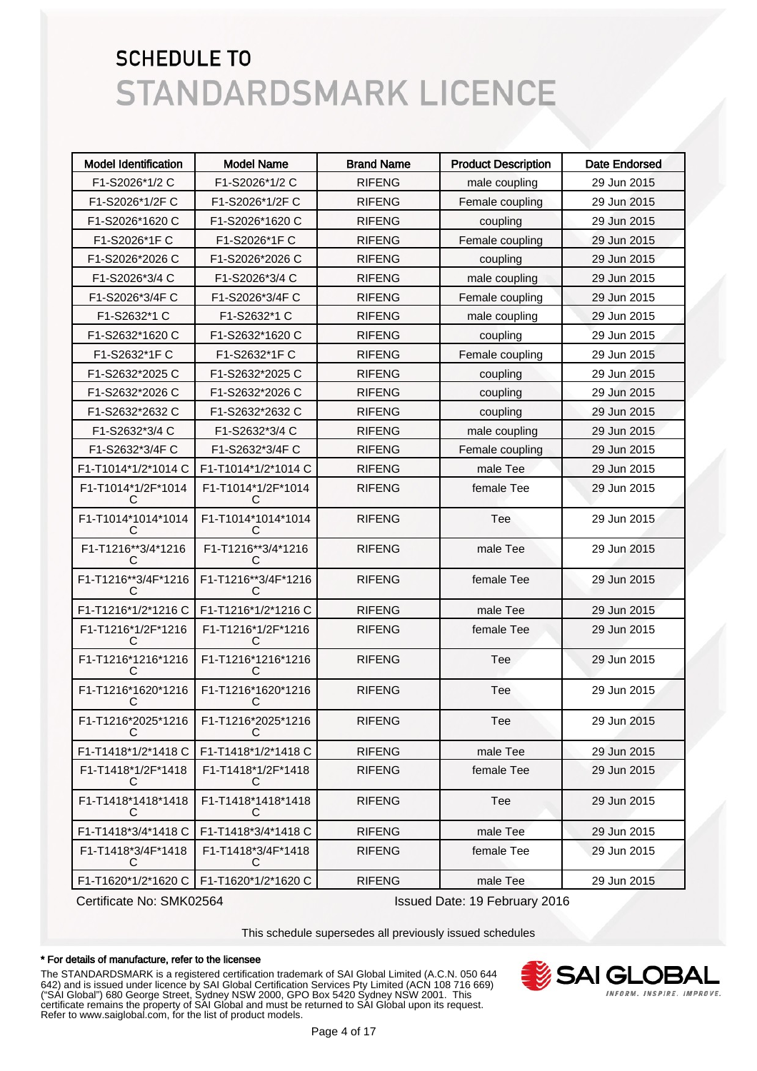# SCHEDULE TO
# STANDARDSMARK LICENCE

| Model Identification | Model Name | Brand Name | Product Description | Date Endorsed |
|---|---|---|---|---|
| F1-S2026*1/2 C | F1-S2026*1/2 C | RIFENG | male coupling | 29 Jun 2015 |
| F1-S2026*1/2F C | F1-S2026*1/2F C | RIFENG | Female coupling | 29 Jun 2015 |
| F1-S2026*1620 C | F1-S2026*1620 C | RIFENG | coupling | 29 Jun 2015 |
| F1-S2026*1F C | F1-S2026*1F C | RIFENG | Female coupling | 29 Jun 2015 |
| F1-S2026*2026 C | F1-S2026*2026 C | RIFENG | coupling | 29 Jun 2015 |
| F1-S2026*3/4 C | F1-S2026*3/4 C | RIFENG | male coupling | 29 Jun 2015 |
| F1-S2026*3/4F C | F1-S2026*3/4F C | RIFENG | Female coupling | 29 Jun 2015 |
| F1-S2632*1 C | F1-S2632*1 C | RIFENG | male coupling | 29 Jun 2015 |
| F1-S2632*1620 C | F1-S2632*1620 C | RIFENG | coupling | 29 Jun 2015 |
| F1-S2632*1F C | F1-S2632*1F C | RIFENG | Female coupling | 29 Jun 2015 |
| F1-S2632*2025 C | F1-S2632*2025 C | RIFENG | coupling | 29 Jun 2015 |
| F1-S2632*2026 C | F1-S2632*2026 C | RIFENG | coupling | 29 Jun 2015 |
| F1-S2632*2632 C | F1-S2632*2632 C | RIFENG | coupling | 29 Jun 2015 |
| F1-S2632*3/4 C | F1-S2632*3/4 C | RIFENG | male coupling | 29 Jun 2015 |
| F1-S2632*3/4F C | F1-S2632*3/4F C | RIFENG | Female coupling | 29 Jun 2015 |
| F1-T1014*1/2*1014 C | F1-T1014*1/2*1014 C | RIFENG | male Tee | 29 Jun 2015 |
| F1-T1014*1/2F*1014 C | F1-T1014*1/2F*1014 C | RIFENG | female Tee | 29 Jun 2015 |
| F1-T1014*1014*1014 C | F1-T1014*1014*1014 C | RIFENG | Tee | 29 Jun 2015 |
| F1-T1216**3/4*1216 C | F1-T1216**3/4*1216 C | RIFENG | male Tee | 29 Jun 2015 |
| F1-T1216**3/4F*1216 C | F1-T1216**3/4F*1216 C | RIFENG | female Tee | 29 Jun 2015 |
| F1-T1216*1/2*1216 C | F1-T1216*1/2*1216 C | RIFENG | male Tee | 29 Jun 2015 |
| F1-T1216*1/2F*1216 C | F1-T1216*1/2F*1216 C | RIFENG | female Tee | 29 Jun 2015 |
| F1-T1216*1216*1216 C | F1-T1216*1216*1216 C | RIFENG | Tee | 29 Jun 2015 |
| F1-T1216*1620*1216 C | F1-T1216*1620*1216 C | RIFENG | Tee | 29 Jun 2015 |
| F1-T1216*2025*1216 C | F1-T1216*2025*1216 C | RIFENG | Tee | 29 Jun 2015 |
| F1-T1418*1/2*1418 C | F1-T1418*1/2*1418 C | RIFENG | male Tee | 29 Jun 2015 |
| F1-T1418*1/2F*1418 C | F1-T1418*1/2F*1418 C | RIFENG | female Tee | 29 Jun 2015 |
| F1-T1418*1418*1418 C | F1-T1418*1418*1418 C | RIFENG | Tee | 29 Jun 2015 |
| F1-T1418*3/4*1418 C | F1-T1418*3/4*1418 C | RIFENG | male Tee | 29 Jun 2015 |
| F1-T1418*3/4F*1418 C | F1-T1418*3/4F*1418 C | RIFENG | female Tee | 29 Jun 2015 |
| F1-T1620*1/2*1620 C | F1-T1620*1/2*1620 C | RIFENG | male Tee | 29 Jun 2015 |

Certificate No: SMK02564 Issued Date: 19 February 2016

This schedule supersedes all previously issued schedules

**\* For details of manufacture, refer to the licensee**

The STANDARDSMARK is a registered certification trademark of SAI Global Limited (A.C.N. 050 644 642) and is issued under licence by SAI Global Certification Services Pty Limited (ACN 108 716 669) ("SAI Global") 680 George Street, Sydney NSW 2000, GPO Box 5420 Sydney NSW 2001. This certificate remains the property of SAI Global and must be returned to SAI Global upon its request. Refer to www.saiglobal.com, for the list of product models.

SAI GLOBAL
INFORM. INSPIRE. IMPROVE.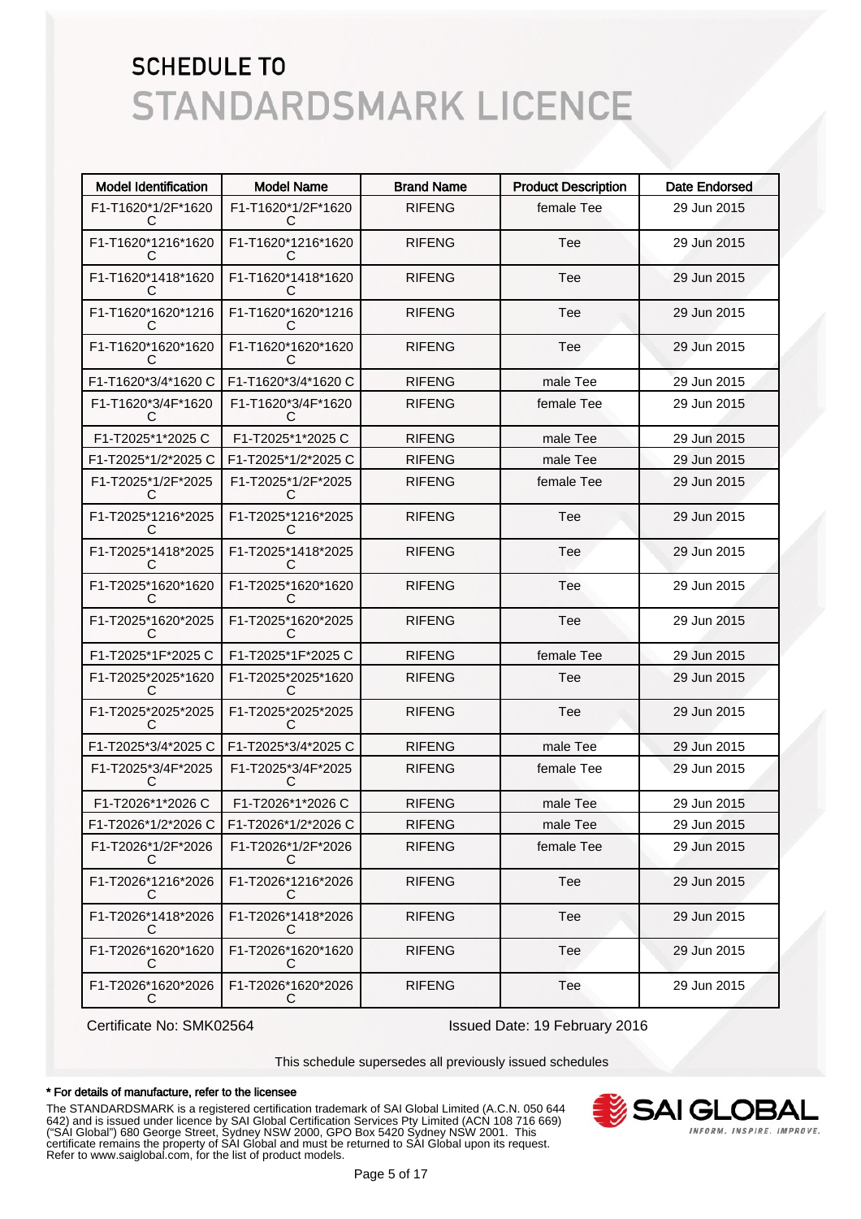# SCHEDULE TO
# STANDARDSMARK LICENCE

| Model Identification | Model Name | Brand Name | Product Description | Date Endorsed |
|---|---|---|---|---|
| F1-T1620*1/2F*1620 C | F1-T1620*1/2F*1620 C | RIFENG | female Tee | 29 Jun 2015 |
| F1-T1620*1216*1620 C | F1-T1620*1216*1620 C | RIFENG | Tee | 29 Jun 2015 |
| F1-T1620*1418*1620 C | F1-T1620*1418*1620 C | RIFENG | Tee | 29 Jun 2015 |
| F1-T1620*1620*1216 C | F1-T1620*1620*1216 C | RIFENG | Tee | 29 Jun 2015 |
| F1-T1620*1620*1620 C | F1-T1620*1620*1620 C | RIFENG | Tee | 29 Jun 2015 |
| F1-T1620*3/4*1620 C | F1-T1620*3/4*1620 C | RIFENG | male Tee | 29 Jun 2015 |
| F1-T1620*3/4F*1620 C | F1-T1620*3/4F*1620 C | RIFENG | female Tee | 29 Jun 2015 |
| F1-T2025*1*2025 C | F1-T2025*1*2025 C | RIFENG | male Tee | 29 Jun 2015 |
| F1-T2025*1/2*2025 C | F1-T2025*1/2*2025 C | RIFENG | male Tee | 29 Jun 2015 |
| F1-T2025*1/2F*2025 C | F1-T2025*1/2F*2025 C | RIFENG | female Tee | 29 Jun 2015 |
| F1-T2025*1216*2025 C | F1-T2025*1216*2025 C | RIFENG | Tee | 29 Jun 2015 |
| F1-T2025*1418*2025 C | F1-T2025*1418*2025 C | RIFENG | Tee | 29 Jun 2015 |
| F1-T2025*1620*1620 C | F1-T2025*1620*1620 C | RIFENG | Tee | 29 Jun 2015 |
| F1-T2025*1620*2025 C | F1-T2025*1620*2025 C | RIFENG | Tee | 29 Jun 2015 |
| F1-T2025*1F*2025 C | F1-T2025*1F*2025 C | RIFENG | female Tee | 29 Jun 2015 |
| F1-T2025*2025*1620 C | F1-T2025*2025*1620 C | RIFENG | Tee | 29 Jun 2015 |
| F1-T2025*2025*2025 C | F1-T2025*2025*2025 C | RIFENG | Tee | 29 Jun 2015 |
| F1-T2025*3/4*2025 C | F1-T2025*3/4*2025 C | RIFENG | male Tee | 29 Jun 2015 |
| F1-T2025*3/4F*2025 C | F1-T2025*3/4F*2025 C | RIFENG | female Tee | 29 Jun 2015 |
| F1-T2026*1*2026 C | F1-T2026*1*2026 C | RIFENG | male Tee | 29 Jun 2015 |
| F1-T2026*1/2*2026 C | F1-T2026*1/2*2026 C | RIFENG | male Tee | 29 Jun 2015 |
| F1-T2026*1/2F*2026 C | F1-T2026*1/2F*2026 C | RIFENG | female Tee | 29 Jun 2015 |
| F1-T2026*1216*2026 C | F1-T2026*1216*2026 C | RIFENG | Tee | 29 Jun 2015 |
| F1-T2026*1418*2026 C | F1-T2026*1418*2026 C | RIFENG | Tee | 29 Jun 2015 |
| F1-T2026*1620*1620 C | F1-T2026*1620*1620 C | RIFENG | Tee | 29 Jun 2015 |
| F1-T2026*1620*2026 C | F1-T2026*1620*2026 C | RIFENG | Tee | 29 Jun 2015 |

Certificate No: SMK02564

Issued Date: 19 February 2016

This schedule supersedes all previously issued schedules

**\* For details of manufacture, refer to the licensee**

The STANDARDSMARK is a registered certification trademark of SAI Global Limited (A.C.N. 050 644 642) and is issued under licence by SAI Global Certification Services Pty Limited (ACN 108 716 669) ("SAI Global") 680 George Street, Sydney NSW 2000, GPO Box 5420 Sydney NSW 2001. This certificate remains the property of SAI Global and must be returned to SAI Global upon its request. Refer to www.saiglobal.com, for the list of product models.

SAI GLOBAL
INFORM. INSPIRE. IMPROVE.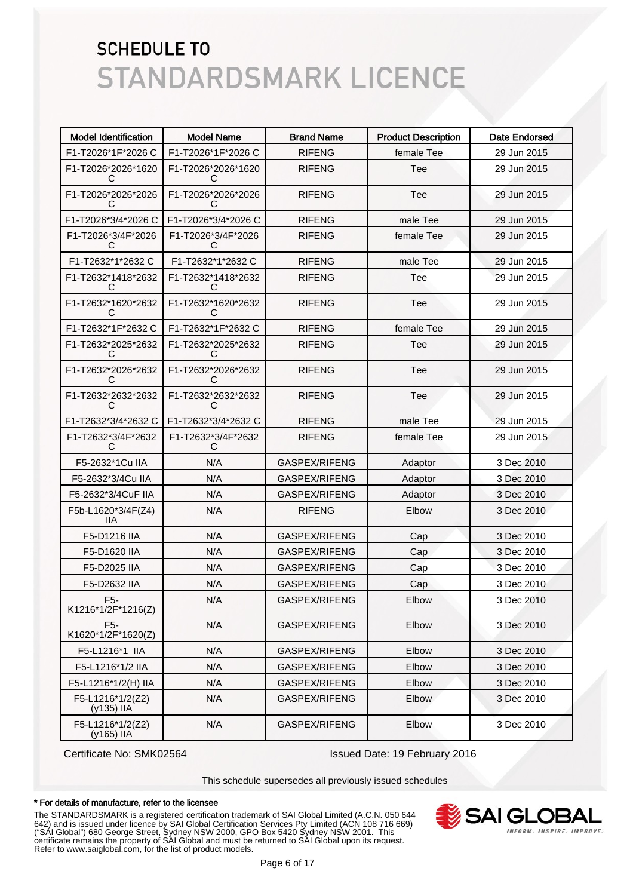# SCHEDULE TO
# STANDARDSMARK LICENCE

| Model Identification | Model Name | Brand Name | Product Description | Date Endorsed |
|---|---|---|---|---|
| F1-T2026*1F*2026 C | F1-T2026*1F*2026 C | RIFENG | female Tee | 29 Jun 2015 |
| F1-T2026*2026*1620 C | F1-T2026*2026*1620 C | RIFENG | Tee | 29 Jun 2015 |
| F1-T2026*2026*2026 C | F1-T2026*2026*2026 C | RIFENG | Tee | 29 Jun 2015 |
| F1-T2026*3/4*2026 C | F1-T2026*3/4*2026 C | RIFENG | male Tee | 29 Jun 2015 |
| F1-T2026*3/4F*2026 C | F1-T2026*3/4F*2026 C | RIFENG | female Tee | 29 Jun 2015 |
| F1-T2632*1*2632 C | F1-T2632*1*2632 C | RIFENG | male Tee | 29 Jun 2015 |
| F1-T2632*1418*2632 C | F1-T2632*1418*2632 C | RIFENG | Tee | 29 Jun 2015 |
| F1-T2632*1620*2632 C | F1-T2632*1620*2632 C | RIFENG | Tee | 29 Jun 2015 |
| F1-T2632*1F*2632 C | F1-T2632*1F*2632 C | RIFENG | female Tee | 29 Jun 2015 |
| F1-T2632*2025*2632 C | F1-T2632*2025*2632 C | RIFENG | Tee | 29 Jun 2015 |
| F1-T2632*2026*2632 C | F1-T2632*2026*2632 C | RIFENG | Tee | 29 Jun 2015 |
| F1-T2632*2632*2632 C | F1-T2632*2632*2632 C | RIFENG | Tee | 29 Jun 2015 |
| F1-T2632*3/4*2632 C | F1-T2632*3/4*2632 C | RIFENG | male Tee | 29 Jun 2015 |
| F1-T2632*3/4F*2632 C | F1-T2632*3/4F*2632 C | RIFENG | female Tee | 29 Jun 2015 |
| F5-2632*1Cu IIA | N/A | GASPEX/RIFENG | Adaptor | 3 Dec 2010 |
| F5-2632*3/4Cu IIA | N/A | GASPEX/RIFENG | Adaptor | 3 Dec 2010 |
| F5-2632*3/4CuF IIA | N/A | GASPEX/RIFENG | Adaptor | 3 Dec 2010 |
| F5b-L1620*3/4F(Z4) IIA | N/A | RIFENG | Elbow | 3 Dec 2010 |
| F5-D1216 IIA | N/A | GASPEX/RIFENG | Cap | 3 Dec 2010 |
| F5-D1620 IIA | N/A | GASPEX/RIFENG | Cap | 3 Dec 2010 |
| F5-D2025 IIA | N/A | GASPEX/RIFENG | Cap | 3 Dec 2010 |
| F5-D2632 IIA | N/A | GASPEX/RIFENG | Cap | 3 Dec 2010 |
| F5-K1216*1/2F*1216(Z) | N/A | GASPEX/RIFENG | Elbow | 3 Dec 2010 |
| F5-K1620*1/2F*1620(Z) | N/A | GASPEX/RIFENG | Elbow | 3 Dec 2010 |
| F5-L1216*1 IIA | N/A | GASPEX/RIFENG | Elbow | 3 Dec 2010 |
| F5-L1216*1/2 IIA | N/A | GASPEX/RIFENG | Elbow | 3 Dec 2010 |
| F5-L1216*1/2(H) IIA | N/A | GASPEX/RIFENG | Elbow | 3 Dec 2010 |
| F5-L1216*1/2(Z2) (y135) IIA | N/A | GASPEX/RIFENG | Elbow | 3 Dec 2010 |
| F5-L1216*1/2(Z2) (y165) IIA | N/A | GASPEX/RIFENG | Elbow | 3 Dec 2010 |

Certificate No: SMK02564

Issued Date: 19 February 2016

This schedule supersedes all previously issued schedules

**\* For details of manufacture, refer to the licensee**

The STANDARDSMARK is a registered certification trademark of SAI Global Limited (A.C.N. 050 644 642) and is issued under licence by SAI Global Certification Services Pty Limited (ACN 108 716 669) ("SAI Global") 680 George Street, Sydney NSW 2000, GPO Box 5420 Sydney NSW 2001. This certificate remains the property of SAI Global and must be returned to SAI Global upon its request. Refer to www.saiglobal.com, for the list of product models.

SAI GLOBAL
INFORM. INSPIRE. IMPROVE.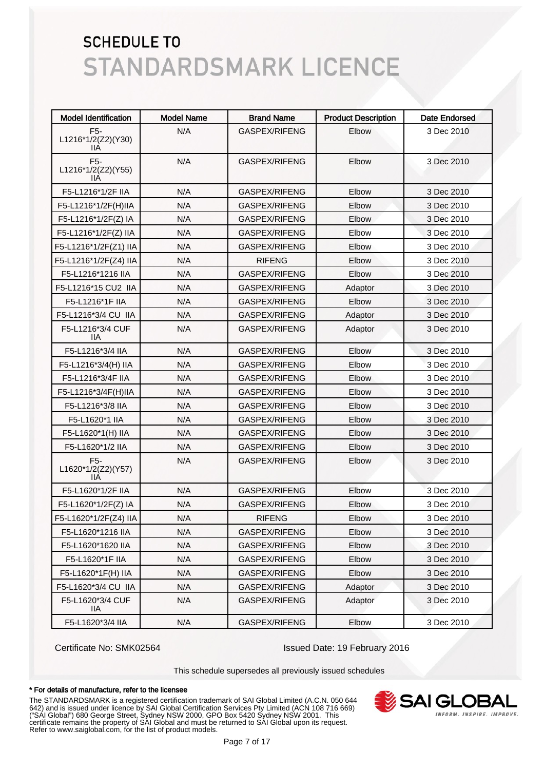# SCHEDULE TO
# STANDARDSMARK LICENCE

| Model Identification | Model Name | Brand Name | Product Description | Date Endorsed |
|---|---|---|---|---|
| F5-L1216*1/2(Z2)(Y30) IIA | N/A | GASPEX/RIFENG | Elbow | 3 Dec 2010 |
| F5-L1216*1/2(Z2)(Y55) IIA | N/A | GASPEX/RIFENG | Elbow | 3 Dec 2010 |
| F5-L1216*1/2F IIA | N/A | GASPEX/RIFENG | Elbow | 3 Dec 2010 |
| F5-L1216*1/2F(H)IIA | N/A | GASPEX/RIFENG | Elbow | 3 Dec 2010 |
| F5-L1216*1/2F(Z) IA | N/A | GASPEX/RIFENG | Elbow | 3 Dec 2010 |
| F5-L1216*1/2F(Z) IIA | N/A | GASPEX/RIFENG | Elbow | 3 Dec 2010 |
| F5-L1216*1/2F(Z1) IIA | N/A | GASPEX/RIFENG | Elbow | 3 Dec 2010 |
| F5-L1216*1/2F(Z4) IIA | N/A | RIFENG | Elbow | 3 Dec 2010 |
| F5-L1216*1216 IIA | N/A | GASPEX/RIFENG | Elbow | 3 Dec 2010 |
| F5-L1216*15 CU2 IIA | N/A | GASPEX/RIFENG | Adaptor | 3 Dec 2010 |
| F5-L1216*1F IIA | N/A | GASPEX/RIFENG | Elbow | 3 Dec 2010 |
| F5-L1216*3/4 CU IIA | N/A | GASPEX/RIFENG | Adaptor | 3 Dec 2010 |
| F5-L1216*3/4 CUF IIA | N/A | GASPEX/RIFENG | Adaptor | 3 Dec 2010 |
| F5-L1216*3/4 IIA | N/A | GASPEX/RIFENG | Elbow | 3 Dec 2010 |
| F5-L1216*3/4(H) IIA | N/A | GASPEX/RIFENG | Elbow | 3 Dec 2010 |
| F5-L1216*3/4F IIA | N/A | GASPEX/RIFENG | Elbow | 3 Dec 2010 |
| F5-L1216*3/4F(H)IIA | N/A | GASPEX/RIFENG | Elbow | 3 Dec 2010 |
| F5-L1216*3/8 IIA | N/A | GASPEX/RIFENG | Elbow | 3 Dec 2010 |
| F5-L1620*1 IIA | N/A | GASPEX/RIFENG | Elbow | 3 Dec 2010 |
| F5-L1620*1(H) IIA | N/A | GASPEX/RIFENG | Elbow | 3 Dec 2010 |
| F5-L1620*1/2 IIA | N/A | GASPEX/RIFENG | Elbow | 3 Dec 2010 |
| F5-L1620*1/2(Z2)(Y57) IIA | N/A | GASPEX/RIFENG | Elbow | 3 Dec 2010 |
| F5-L1620*1/2F IIA | N/A | GASPEX/RIFENG | Elbow | 3 Dec 2010 |
| F5-L1620*1/2F(Z) IA | N/A | GASPEX/RIFENG | Elbow | 3 Dec 2010 |
| F5-L1620*1/2F(Z4) IIA | N/A | RIFENG | Elbow | 3 Dec 2010 |
| F5-L1620*1216 IIA | N/A | GASPEX/RIFENG | Elbow | 3 Dec 2010 |
| F5-L1620*1620 IIA | N/A | GASPEX/RIFENG | Elbow | 3 Dec 2010 |
| F5-L1620*1F IIA | N/A | GASPEX/RIFENG | Elbow | 3 Dec 2010 |
| F5-L1620*1F(H) IIA | N/A | GASPEX/RIFENG | Elbow | 3 Dec 2010 |
| F5-L1620*3/4 CU IIA | N/A | GASPEX/RIFENG | Adaptor | 3 Dec 2010 |
| F5-L1620*3/4 CUF IIA | N/A | GASPEX/RIFENG | Adaptor | 3 Dec 2010 |
| F5-L1620*3/4 IIA | N/A | GASPEX/RIFENG | Elbow | 3 Dec 2010 |

Certificate No: SMK02564 Issued Date: 19 February 2016

This schedule supersedes all previously issued schedules

**\* For details of manufacture, refer to the licensee**

The STANDARDSMARK is a registered certification trademark of SAI Global Limited (A.C.N. 050 644 642) and is issued under licence by SAI Global Certification Services Pty Limited (ACN 108 716 669) ("SAI Global") 680 George Street, Sydney NSW 2000, GPO Box 5420 Sydney NSW 2001. This certificate remains the property of SAI Global and must be returned to SAI Global upon its request. Refer to www.saiglobal.com, for the list of product models.

SAI GLOBAL
INFORM. INSPIRE. IMPROVE.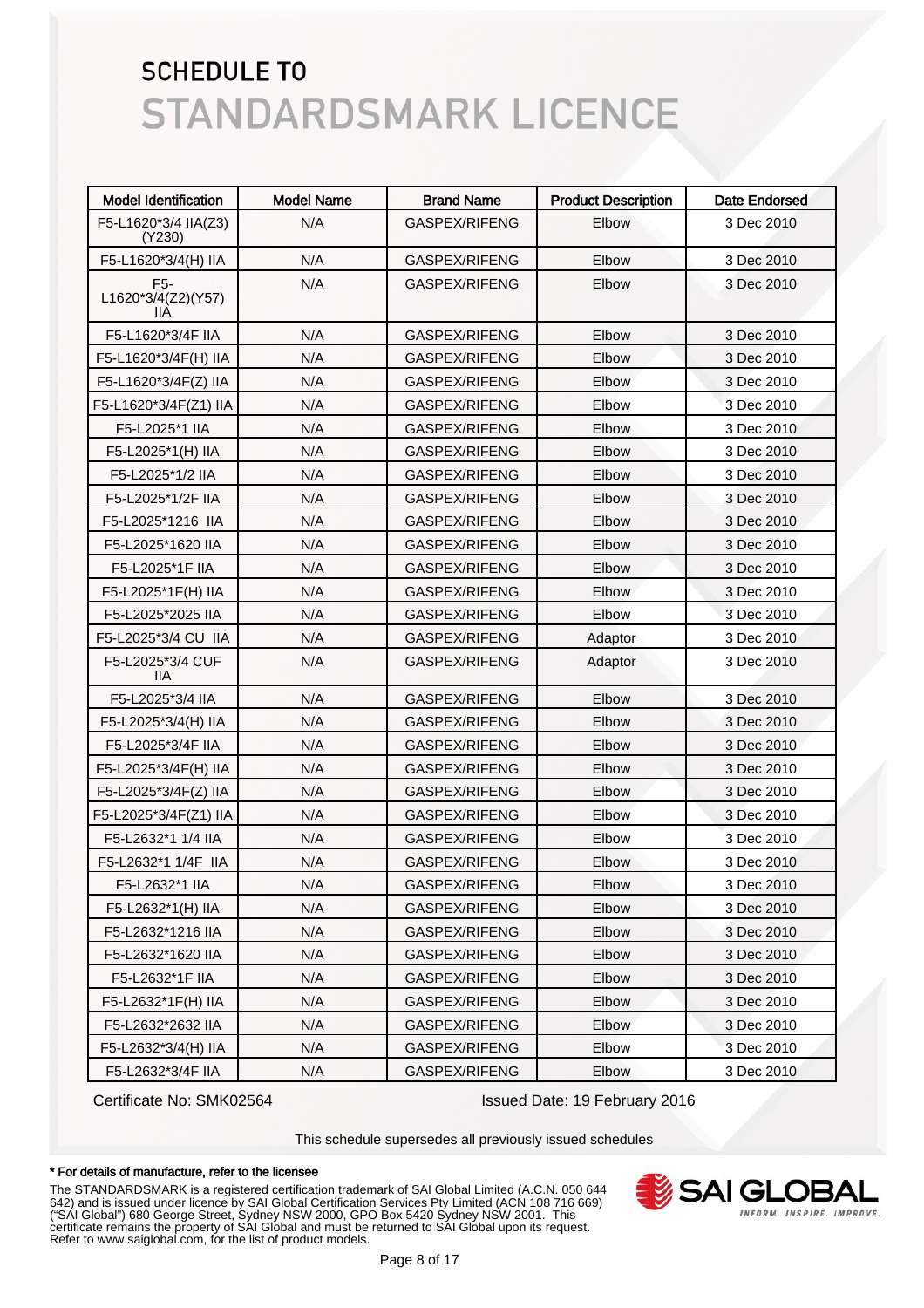# SCHEDULE TO
# STANDARDSMARK LICENCE

| Model Identification | Model Name | Brand Name | Product Description | Date Endorsed |
|---|---|---|---|---|
| F5-L1620*3/4 IIA(Z3)(Y230) | N/A | GASPEX/RIFENG | Elbow | 3 Dec 2010 |
| F5-L1620*3/4(H) IIA | N/A | GASPEX/RIFENG | Elbow | 3 Dec 2010 |
| F5-L1620*3/4(Z2)(Y57) IIA | N/A | GASPEX/RIFENG | Elbow | 3 Dec 2010 |
| F5-L1620*3/4F IIA | N/A | GASPEX/RIFENG | Elbow | 3 Dec 2010 |
| F5-L1620*3/4F(H) IIA | N/A | GASPEX/RIFENG | Elbow | 3 Dec 2010 |
| F5-L1620*3/4F(Z) IIA | N/A | GASPEX/RIFENG | Elbow | 3 Dec 2010 |
| F5-L1620*3/4F(Z1) IIA | N/A | GASPEX/RIFENG | Elbow | 3 Dec 2010 |
| F5-L2025*1 IIA | N/A | GASPEX/RIFENG | Elbow | 3 Dec 2010 |
| F5-L2025*1(H) IIA | N/A | GASPEX/RIFENG | Elbow | 3 Dec 2010 |
| F5-L2025*1/2 IIA | N/A | GASPEX/RIFENG | Elbow | 3 Dec 2010 |
| F5-L2025*1/2F IIA | N/A | GASPEX/RIFENG | Elbow | 3 Dec 2010 |
| F5-L2025*1216 IIA | N/A | GASPEX/RIFENG | Elbow | 3 Dec 2010 |
| F5-L2025*1620 IIA | N/A | GASPEX/RIFENG | Elbow | 3 Dec 2010 |
| F5-L2025*1F IIA | N/A | GASPEX/RIFENG | Elbow | 3 Dec 2010 |
| F5-L2025*1F(H) IIA | N/A | GASPEX/RIFENG | Elbow | 3 Dec 2010 |
| F5-L2025*2025 IIA | N/A | GASPEX/RIFENG | Elbow | 3 Dec 2010 |
| F5-L2025*3/4 CU IIA | N/A | GASPEX/RIFENG | Adaptor | 3 Dec 2010 |
| F5-L2025*3/4 CUF IIA | N/A | GASPEX/RIFENG | Adaptor | 3 Dec 2010 |
| F5-L2025*3/4 IIA | N/A | GASPEX/RIFENG | Elbow | 3 Dec 2010 |
| F5-L2025*3/4(H) IIA | N/A | GASPEX/RIFENG | Elbow | 3 Dec 2010 |
| F5-L2025*3/4F IIA | N/A | GASPEX/RIFENG | Elbow | 3 Dec 2010 |
| F5-L2025*3/4F(H) IIA | N/A | GASPEX/RIFENG | Elbow | 3 Dec 2010 |
| F5-L2025*3/4F(Z) IIA | N/A | GASPEX/RIFENG | Elbow | 3 Dec 2010 |
| F5-L2025*3/4F(Z1) IIA | N/A | GASPEX/RIFENG | Elbow | 3 Dec 2010 |
| F5-L2632*1 1/4 IIA | N/A | GASPEX/RIFENG | Elbow | 3 Dec 2010 |
| F5-L2632*1 1/4F IIA | N/A | GASPEX/RIFENG | Elbow | 3 Dec 2010 |
| F5-L2632*1 IIA | N/A | GASPEX/RIFENG | Elbow | 3 Dec 2010 |
| F5-L2632*1(H) IIA | N/A | GASPEX/RIFENG | Elbow | 3 Dec 2010 |
| F5-L2632*1216 IIA | N/A | GASPEX/RIFENG | Elbow | 3 Dec 2010 |
| F5-L2632*1620 IIA | N/A | GASPEX/RIFENG | Elbow | 3 Dec 2010 |
| F5-L2632*1F IIA | N/A | GASPEX/RIFENG | Elbow | 3 Dec 2010 |
| F5-L2632*1F(H) IIA | N/A | GASPEX/RIFENG | Elbow | 3 Dec 2010 |
| F5-L2632*2632 IIA | N/A | GASPEX/RIFENG | Elbow | 3 Dec 2010 |
| F5-L2632*3/4(H) IIA | N/A | GASPEX/RIFENG | Elbow | 3 Dec 2010 |
| F5-L2632*3/4F IIA | N/A | GASPEX/RIFENG | Elbow | 3 Dec 2010 |

Certificate No: SMK02564

Issued Date: 19 February 2016

This schedule supersedes all previously issued schedules

**\* For details of manufacture, refer to the licensee**

The STANDARDSMARK is a registered certification trademark of SAI Global Limited (A.C.N. 050 644 642) and is issued under licence by SAI Global Certification Services Pty Limited (ACN 108 716 669) ("SAI Global") 680 George Street, Sydney NSW 2000, GPO Box 5420 Sydney NSW 2001. This certificate remains the property of SAI Global and must be returned to SAI Global upon its request. Refer to www.saiglobal.com, for the list of product models.

SAI GLOBAL
INFORM. INSPIRE. IMPROVE.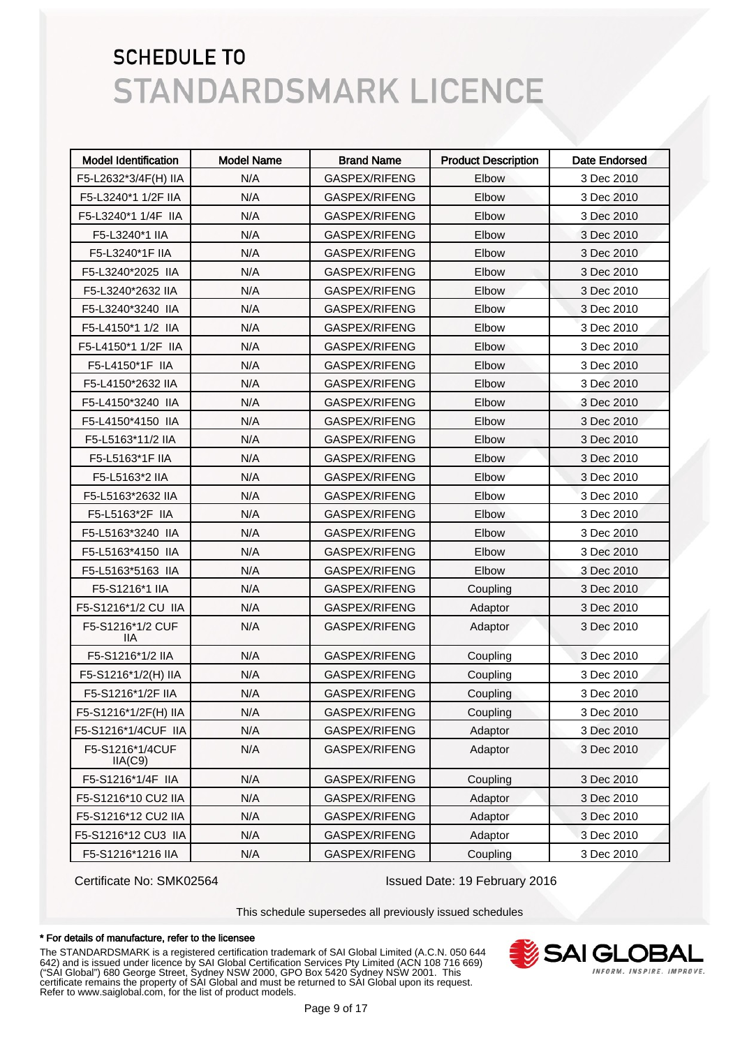# SCHEDULE TO
# STANDARDSMARK LICENCE

| Model Identification | Model Name | Brand Name | Product Description | Date Endorsed |
|---|---|---|---|---|
| F5-L2632*3/4F(H) IIA | N/A | GASPEX/RIFENG | Elbow | 3 Dec 2010 |
| F5-L3240*1 1/2F IIA | N/A | GASPEX/RIFENG | Elbow | 3 Dec 2010 |
| F5-L3240*1 1/4F IIA | N/A | GASPEX/RIFENG | Elbow | 3 Dec 2010 |
| F5-L3240*1 IIA | N/A | GASPEX/RIFENG | Elbow | 3 Dec 2010 |
| F5-L3240*1F IIA | N/A | GASPEX/RIFENG | Elbow | 3 Dec 2010 |
| F5-L3240*2025 IIA | N/A | GASPEX/RIFENG | Elbow | 3 Dec 2010 |
| F5-L3240*2632 IIA | N/A | GASPEX/RIFENG | Elbow | 3 Dec 2010 |
| F5-L3240*3240 IIA | N/A | GASPEX/RIFENG | Elbow | 3 Dec 2010 |
| F5-L4150*1 1/2 IIA | N/A | GASPEX/RIFENG | Elbow | 3 Dec 2010 |
| F5-L4150*1 1/2F IIA | N/A | GASPEX/RIFENG | Elbow | 3 Dec 2010 |
| F5-L4150*1F IIA | N/A | GASPEX/RIFENG | Elbow | 3 Dec 2010 |
| F5-L4150*2632 IIA | N/A | GASPEX/RIFENG | Elbow | 3 Dec 2010 |
| F5-L4150*3240 IIA | N/A | GASPEX/RIFENG | Elbow | 3 Dec 2010 |
| F5-L4150*4150 IIA | N/A | GASPEX/RIFENG | Elbow | 3 Dec 2010 |
| F5-L5163*11/2 IIA | N/A | GASPEX/RIFENG | Elbow | 3 Dec 2010 |
| F5-L5163*1F IIA | N/A | GASPEX/RIFENG | Elbow | 3 Dec 2010 |
| F5-L5163*2 IIA | N/A | GASPEX/RIFENG | Elbow | 3 Dec 2010 |
| F5-L5163*2632 IIA | N/A | GASPEX/RIFENG | Elbow | 3 Dec 2010 |
| F5-L5163*2F IIA | N/A | GASPEX/RIFENG | Elbow | 3 Dec 2010 |
| F5-L5163*3240 IIA | N/A | GASPEX/RIFENG | Elbow | 3 Dec 2010 |
| F5-L5163*4150 IIA | N/A | GASPEX/RIFENG | Elbow | 3 Dec 2010 |
| F5-L5163*5163 IIA | N/A | GASPEX/RIFENG | Elbow | 3 Dec 2010 |
| F5-S1216*1 IIA | N/A | GASPEX/RIFENG | Coupling | 3 Dec 2010 |
| F5-S1216*1/2 CU IIA | N/A | GASPEX/RIFENG | Adaptor | 3 Dec 2010 |
| F5-S1216*1/2 CUF IIA | N/A | GASPEX/RIFENG | Adaptor | 3 Dec 2010 |
| F5-S1216*1/2 IIA | N/A | GASPEX/RIFENG | Coupling | 3 Dec 2010 |
| F5-S1216*1/2(H) IIA | N/A | GASPEX/RIFENG | Coupling | 3 Dec 2010 |
| F5-S1216*1/2F IIA | N/A | GASPEX/RIFENG | Coupling | 3 Dec 2010 |
| F5-S1216*1/2F(H) IIA | N/A | GASPEX/RIFENG | Coupling | 3 Dec 2010 |
| F5-S1216*1/4CUF IIA | N/A | GASPEX/RIFENG | Adaptor | 3 Dec 2010 |
| F5-S1216*1/4CUF IIA(C9) | N/A | GASPEX/RIFENG | Adaptor | 3 Dec 2010 |
| F5-S1216*1/4F IIA | N/A | GASPEX/RIFENG | Coupling | 3 Dec 2010 |
| F5-S1216*10 CU2 IIA | N/A | GASPEX/RIFENG | Adaptor | 3 Dec 2010 |
| F5-S1216*12 CU2 IIA | N/A | GASPEX/RIFENG | Adaptor | 3 Dec 2010 |
| F5-S1216*12 CU3 IIA | N/A | GASPEX/RIFENG | Adaptor | 3 Dec 2010 |
| F5-S1216*1216 IIA | N/A | GASPEX/RIFENG | Coupling | 3 Dec 2010 |

Certificate No: SMK02564

Issued Date: 19 February 2016

This schedule supersedes all previously issued schedules

**\* For details of manufacture, refer to the licensee**

The STANDARDSMARK is a registered certification trademark of SAI Global Limited (A.C.N. 050 644 642) and is issued under licence by SAI Global Certification Services Pty Limited (ACN 108 716 669) ("SAI Global") 680 George Street, Sydney NSW 2000, GPO Box 5420 Sydney NSW 2001. This certificate remains the property of SAI Global and must be returned to SAI Global upon its request. Refer to www.saiglobal.com, for the list of product models.

SAI GLOBAL
INFORM. INSPIRE. IMPROVE.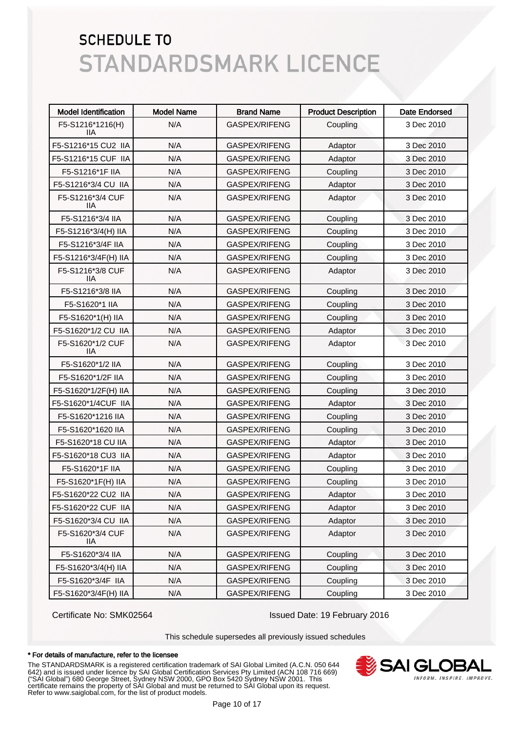# SCHEDULE TO
# STANDARDSMARK LICENCE

| Model Identification | Model Name | Brand Name | Product Description | Date Endorsed |
|---|---|---|---|---|
| F5-S1216*1216(H) IIA | N/A | GASPEX/RIFENG | Coupling | 3 Dec 2010 |
| F5-S1216*15 CU2 IIA | N/A | GASPEX/RIFENG | Adaptor | 3 Dec 2010 |
| F5-S1216*15 CUF IIA | N/A | GASPEX/RIFENG | Adaptor | 3 Dec 2010 |
| F5-S1216*1F IIA | N/A | GASPEX/RIFENG | Coupling | 3 Dec 2010 |
| F5-S1216*3/4 CU IIA | N/A | GASPEX/RIFENG | Adaptor | 3 Dec 2010 |
| F5-S1216*3/4 CUF IIA | N/A | GASPEX/RIFENG | Adaptor | 3 Dec 2010 |
| F5-S1216*3/4 IIA | N/A | GASPEX/RIFENG | Coupling | 3 Dec 2010 |
| F5-S1216*3/4(H) IIA | N/A | GASPEX/RIFENG | Coupling | 3 Dec 2010 |
| F5-S1216*3/4F IIA | N/A | GASPEX/RIFENG | Coupling | 3 Dec 2010 |
| F5-S1216*3/4F(H) IIA | N/A | GASPEX/RIFENG | Coupling | 3 Dec 2010 |
| F5-S1216*3/8 CUF IIA | N/A | GASPEX/RIFENG | Adaptor | 3 Dec 2010 |
| F5-S1216*3/8 IIA | N/A | GASPEX/RIFENG | Coupling | 3 Dec 2010 |
| F5-S1620*1 IIA | N/A | GASPEX/RIFENG | Coupling | 3 Dec 2010 |
| F5-S1620*1(H) IIA | N/A | GASPEX/RIFENG | Coupling | 3 Dec 2010 |
| F5-S1620*1/2 CU IIA | N/A | GASPEX/RIFENG | Adaptor | 3 Dec 2010 |
| F5-S1620*1/2 CUF IIA | N/A | GASPEX/RIFENG | Adaptor | 3 Dec 2010 |
| F5-S1620*1/2 IIA | N/A | GASPEX/RIFENG | Coupling | 3 Dec 2010 |
| F5-S1620*1/2F IIA | N/A | GASPEX/RIFENG | Coupling | 3 Dec 2010 |
| F5-S1620*1/2F(H) IIA | N/A | GASPEX/RIFENG | Coupling | 3 Dec 2010 |
| F5-S1620*1/4CUF IIA | N/A | GASPEX/RIFENG | Adaptor | 3 Dec 2010 |
| F5-S1620*1216 IIA | N/A | GASPEX/RIFENG | Coupling | 3 Dec 2010 |
| F5-S1620*1620 IIA | N/A | GASPEX/RIFENG | Coupling | 3 Dec 2010 |
| F5-S1620*18 CU IIA | N/A | GASPEX/RIFENG | Adaptor | 3 Dec 2010 |
| F5-S1620*18 CU3 IIA | N/A | GASPEX/RIFENG | Adaptor | 3 Dec 2010 |
| F5-S1620*1F IIA | N/A | GASPEX/RIFENG | Coupling | 3 Dec 2010 |
| F5-S1620*1F(H) IIA | N/A | GASPEX/RIFENG | Coupling | 3 Dec 2010 |
| F5-S1620*22 CU2 IIA | N/A | GASPEX/RIFENG | Adaptor | 3 Dec 2010 |
| F5-S1620*22 CUF IIA | N/A | GASPEX/RIFENG | Adaptor | 3 Dec 2010 |
| F5-S1620*3/4 CU IIA | N/A | GASPEX/RIFENG | Adaptor | 3 Dec 2010 |
| F5-S1620*3/4 CUF IIA | N/A | GASPEX/RIFENG | Adaptor | 3 Dec 2010 |
| F5-S1620*3/4 IIA | N/A | GASPEX/RIFENG | Coupling | 3 Dec 2010 |
| F5-S1620*3/4(H) IIA | N/A | GASPEX/RIFENG | Coupling | 3 Dec 2010 |
| F5-S1620*3/4F IIA | N/A | GASPEX/RIFENG | Coupling | 3 Dec 2010 |
| F5-S1620*3/4F(H) IIA | N/A | GASPEX/RIFENG | Coupling | 3 Dec 2010 |

Certificate No: SMK02564

Issued Date: 19 February 2016

This schedule supersedes all previously issued schedules

**\* For details of manufacture, refer to the licensee**

The STANDARDSMARK is a registered certification trademark of SAI Global Limited (A.C.N. 050 644 642) and is issued under licence by SAI Global Certification Services Pty Limited (ACN 108 716 669) ("SAI Global") 680 George Street, Sydney NSW 2000, GPO Box 5420 Sydney NSW 2001. This certificate remains the property of SAI Global and must be returned to SAI Global upon its request. Refer to www.saiglobal.com, for the list of product models.

SAI GLOBAL
INFORM. INSPIRE. IMPROVE.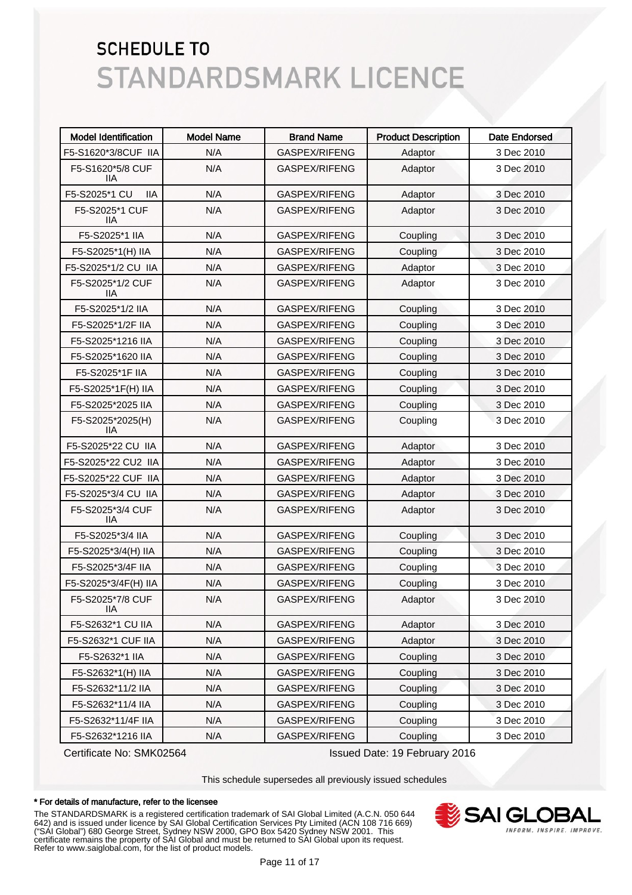# SCHEDULE TO
# STANDARDSMARK LICENCE

| Model Identification | Model Name | Brand Name | Product Description | Date Endorsed |
|---|---|---|---|---|
| F5-S1620*3/8CUF IIA | N/A | GASPEX/RIFENG | Adaptor | 3 Dec 2010 |
| F5-S1620*5/8 CUF IIA | N/A | GASPEX/RIFENG | Adaptor | 3 Dec 2010 |
| F5-S2025*1 CU IIA | N/A | GASPEX/RIFENG | Adaptor | 3 Dec 2010 |
| F5-S2025*1 CUF IIA | N/A | GASPEX/RIFENG | Adaptor | 3 Dec 2010 |
| F5-S2025*1 IIA | N/A | GASPEX/RIFENG | Coupling | 3 Dec 2010 |
| F5-S2025*1(H) IIA | N/A | GASPEX/RIFENG | Coupling | 3 Dec 2010 |
| F5-S2025*1/2 CU IIA | N/A | GASPEX/RIFENG | Adaptor | 3 Dec 2010 |
| F5-S2025*1/2 CUF IIA | N/A | GASPEX/RIFENG | Adaptor | 3 Dec 2010 |
| F5-S2025*1/2 IIA | N/A | GASPEX/RIFENG | Coupling | 3 Dec 2010 |
| F5-S2025*1/2F IIA | N/A | GASPEX/RIFENG | Coupling | 3 Dec 2010 |
| F5-S2025*1216 IIA | N/A | GASPEX/RIFENG | Coupling | 3 Dec 2010 |
| F5-S2025*1620 IIA | N/A | GASPEX/RIFENG | Coupling | 3 Dec 2010 |
| F5-S2025*1F IIA | N/A | GASPEX/RIFENG | Coupling | 3 Dec 2010 |
| F5-S2025*1F(H) IIA | N/A | GASPEX/RIFENG | Coupling | 3 Dec 2010 |
| F5-S2025*2025 IIA | N/A | GASPEX/RIFENG | Coupling | 3 Dec 2010 |
| F5-S2025*2025(H) IIA | N/A | GASPEX/RIFENG | Coupling | 3 Dec 2010 |
| F5-S2025*22 CU IIA | N/A | GASPEX/RIFENG | Adaptor | 3 Dec 2010 |
| F5-S2025*22 CU2 IIA | N/A | GASPEX/RIFENG | Adaptor | 3 Dec 2010 |
| F5-S2025*22 CUF IIA | N/A | GASPEX/RIFENG | Adaptor | 3 Dec 2010 |
| F5-S2025*3/4 CU IIA | N/A | GASPEX/RIFENG | Adaptor | 3 Dec 2010 |
| F5-S2025*3/4 CUF IIA | N/A | GASPEX/RIFENG | Adaptor | 3 Dec 2010 |
| F5-S2025*3/4 IIA | N/A | GASPEX/RIFENG | Coupling | 3 Dec 2010 |
| F5-S2025*3/4(H) IIA | N/A | GASPEX/RIFENG | Coupling | 3 Dec 2010 |
| F5-S2025*3/4F IIA | N/A | GASPEX/RIFENG | Coupling | 3 Dec 2010 |
| F5-S2025*3/4F(H) IIA | N/A | GASPEX/RIFENG | Coupling | 3 Dec 2010 |
| F5-S2025*7/8 CUF IIA | N/A | GASPEX/RIFENG | Adaptor | 3 Dec 2010 |
| F5-S2632*1 CU IIA | N/A | GASPEX/RIFENG | Adaptor | 3 Dec 2010 |
| F5-S2632*1 CUF IIA | N/A | GASPEX/RIFENG | Adaptor | 3 Dec 2010 |
| F5-S2632*1 IIA | N/A | GASPEX/RIFENG | Coupling | 3 Dec 2010 |
| F5-S2632*1(H) IIA | N/A | GASPEX/RIFENG | Coupling | 3 Dec 2010 |
| F5-S2632*11/2 IIA | N/A | GASPEX/RIFENG | Coupling | 3 Dec 2010 |
| F5-S2632*11/4 IIA | N/A | GASPEX/RIFENG | Coupling | 3 Dec 2010 |
| F5-S2632*11/4F IIA | N/A | GASPEX/RIFENG | Coupling | 3 Dec 2010 |
| F5-S2632*1216 IIA | N/A | GASPEX/RIFENG | Coupling | 3 Dec 2010 |

Certificate No: SMK02564 Issued Date: 19 February 2016

This schedule supersedes all previously issued schedules

**\* For details of manufacture, refer to the licensee**

The STANDARDSMARK is a registered certification trademark of SAI Global Limited (A.C.N. 050 644 642) and is issued under licence by SAI Global Certification Services Pty Limited (ACN 108 716 669) ("SAI Global") 680 George Street, Sydney NSW 2000, GPO Box 5420 Sydney NSW 2001. This certificate remains the property of SAI Global and must be returned to SAI Global upon its request. Refer to www.saiglobal.com, for the list of product models.

SAI GLOBAL
INFORM. INSPIRE. IMPROVE.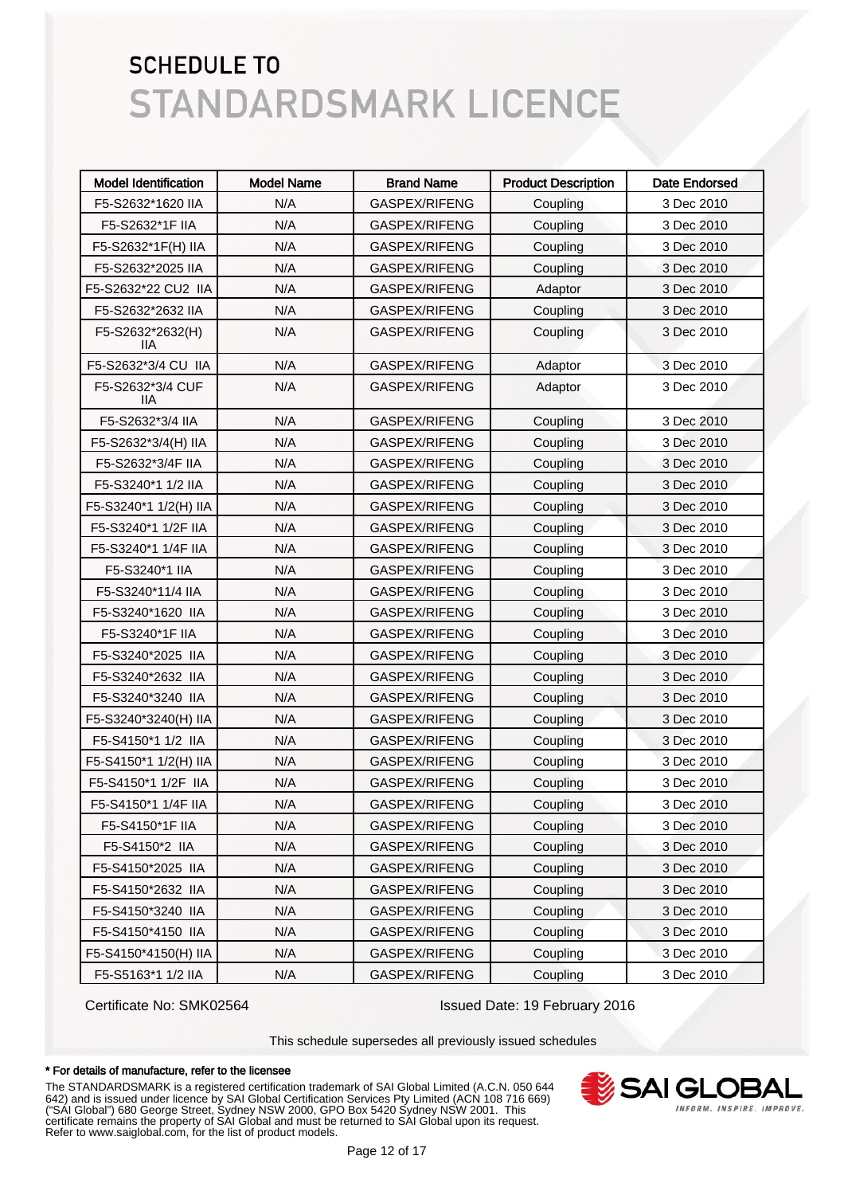# SCHEDULE TO
# STANDARDSMARK LICENCE

| Model Identification | Model Name | Brand Name | Product Description | Date Endorsed |
|---|---|---|---|---|
| F5-S2632*1620 IIA | N/A | GASPEX/RIFENG | Coupling | 3 Dec 2010 |
| F5-S2632*1F IIA | N/A | GASPEX/RIFENG | Coupling | 3 Dec 2010 |
| F5-S2632*1F(H) IIA | N/A | GASPEX/RIFENG | Coupling | 3 Dec 2010 |
| F5-S2632*2025 IIA | N/A | GASPEX/RIFENG | Coupling | 3 Dec 2010 |
| F5-S2632*22 CU2 IIA | N/A | GASPEX/RIFENG | Adaptor | 3 Dec 2010 |
| F5-S2632*2632 IIA | N/A | GASPEX/RIFENG | Coupling | 3 Dec 2010 |
| F5-S2632*2632(H) IIA | N/A | GASPEX/RIFENG | Coupling | 3 Dec 2010 |
| F5-S2632*3/4 CU IIA | N/A | GASPEX/RIFENG | Adaptor | 3 Dec 2010 |
| F5-S2632*3/4 CUF IIA | N/A | GASPEX/RIFENG | Adaptor | 3 Dec 2010 |
| F5-S2632*3/4 IIA | N/A | GASPEX/RIFENG | Coupling | 3 Dec 2010 |
| F5-S2632*3/4(H) IIA | N/A | GASPEX/RIFENG | Coupling | 3 Dec 2010 |
| F5-S2632*3/4F IIA | N/A | GASPEX/RIFENG | Coupling | 3 Dec 2010 |
| F5-S3240*1 1/2 IIA | N/A | GASPEX/RIFENG | Coupling | 3 Dec 2010 |
| F5-S3240*1 1/2(H) IIA | N/A | GASPEX/RIFENG | Coupling | 3 Dec 2010 |
| F5-S3240*1 1/2F IIA | N/A | GASPEX/RIFENG | Coupling | 3 Dec 2010 |
| F5-S3240*1 1/4F IIA | N/A | GASPEX/RIFENG | Coupling | 3 Dec 2010 |
| F5-S3240*1 IIA | N/A | GASPEX/RIFENG | Coupling | 3 Dec 2010 |
| F5-S3240*11/4 IIA | N/A | GASPEX/RIFENG | Coupling | 3 Dec 2010 |
| F5-S3240*1620 IIA | N/A | GASPEX/RIFENG | Coupling | 3 Dec 2010 |
| F5-S3240*1F IIA | N/A | GASPEX/RIFENG | Coupling | 3 Dec 2010 |
| F5-S3240*2025 IIA | N/A | GASPEX/RIFENG | Coupling | 3 Dec 2010 |
| F5-S3240*2632 IIA | N/A | GASPEX/RIFENG | Coupling | 3 Dec 2010 |
| F5-S3240*3240 IIA | N/A | GASPEX/RIFENG | Coupling | 3 Dec 2010 |
| F5-S3240*3240(H) IIA | N/A | GASPEX/RIFENG | Coupling | 3 Dec 2010 |
| F5-S4150*1 1/2 IIA | N/A | GASPEX/RIFENG | Coupling | 3 Dec 2010 |
| F5-S4150*1 1/2(H) IIA | N/A | GASPEX/RIFENG | Coupling | 3 Dec 2010 |
| F5-S4150*1 1/2F IIA | N/A | GASPEX/RIFENG | Coupling | 3 Dec 2010 |
| F5-S4150*1 1/4F IIA | N/A | GASPEX/RIFENG | Coupling | 3 Dec 2010 |
| F5-S4150*1F IIA | N/A | GASPEX/RIFENG | Coupling | 3 Dec 2010 |
| F5-S4150*2 IIA | N/A | GASPEX/RIFENG | Coupling | 3 Dec 2010 |
| F5-S4150*2025 IIA | N/A | GASPEX/RIFENG | Coupling | 3 Dec 2010 |
| F5-S4150*2632 IIA | N/A | GASPEX/RIFENG | Coupling | 3 Dec 2010 |
| F5-S4150*3240 IIA | N/A | GASPEX/RIFENG | Coupling | 3 Dec 2010 |
| F5-S4150*4150 IIA | N/A | GASPEX/RIFENG | Coupling | 3 Dec 2010 |
| F5-S4150*4150(H) IIA | N/A | GASPEX/RIFENG | Coupling | 3 Dec 2010 |
| F5-S5163*1 1/2 IIA | N/A | GASPEX/RIFENG | Coupling | 3 Dec 2010 |

Certificate No: SMK02564

Issued Date: 19 February 2016

This schedule supersedes all previously issued schedules

**\* For details of manufacture, refer to the licensee**

The STANDARDSMARK is a registered certification trademark of SAI Global Limited (A.C.N. 050 644 642) and is issued under licence by SAI Global Certification Services Pty Limited (ACN 108 716 669) ("SAI Global") 680 George Street, Sydney NSW 2000, GPO Box 5420 Sydney NSW 2001. This certificate remains the property of SAI Global and must be returned to SAI Global upon its request. Refer to www.saiglobal.com, for the list of product models.

SAI GLOBAL
INFORM. INSPIRE. IMPROVE.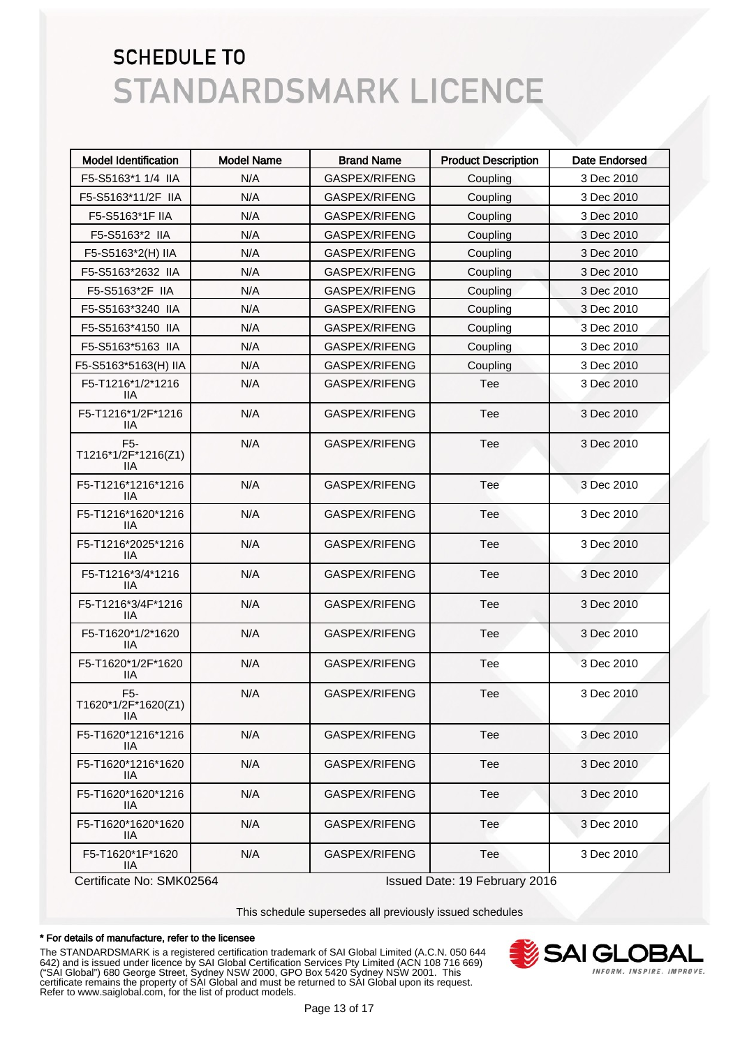# SCHEDULE TO
# STANDARDSMARK LICENCE

| Model Identification | Model Name | Brand Name | Product Description | Date Endorsed |
|---|---|---|---|---|
| F5-S5163*1 1/4 IIA | N/A | GASPEX/RIFENG | Coupling | 3 Dec 2010 |
| F5-S5163*11/2F IIA | N/A | GASPEX/RIFENG | Coupling | 3 Dec 2010 |
| F5-S5163*1F IIA | N/A | GASPEX/RIFENG | Coupling | 3 Dec 2010 |
| F5-S5163*2 IIA | N/A | GASPEX/RIFENG | Coupling | 3 Dec 2010 |
| F5-S5163*2(H) IIA | N/A | GASPEX/RIFENG | Coupling | 3 Dec 2010 |
| F5-S5163*2632 IIA | N/A | GASPEX/RIFENG | Coupling | 3 Dec 2010 |
| F5-S5163*2F IIA | N/A | GASPEX/RIFENG | Coupling | 3 Dec 2010 |
| F5-S5163*3240 IIA | N/A | GASPEX/RIFENG | Coupling | 3 Dec 2010 |
| F5-S5163*4150 IIA | N/A | GASPEX/RIFENG | Coupling | 3 Dec 2010 |
| F5-S5163*5163 IIA | N/A | GASPEX/RIFENG | Coupling | 3 Dec 2010 |
| F5-S5163*5163(H) IIA | N/A | GASPEX/RIFENG | Coupling | 3 Dec 2010 |
| F5-T1216*1/2*1216 IIA | N/A | GASPEX/RIFENG | Tee | 3 Dec 2010 |
| F5-T1216*1/2F*1216 IIA | N/A | GASPEX/RIFENG | Tee | 3 Dec 2010 |
| F5-T1216*1/2F*1216(Z1) IIA | N/A | GASPEX/RIFENG | Tee | 3 Dec 2010 |
| F5-T1216*1216*1216 IIA | N/A | GASPEX/RIFENG | Tee | 3 Dec 2010 |
| F5-T1216*1620*1216 IIA | N/A | GASPEX/RIFENG | Tee | 3 Dec 2010 |
| F5-T1216*2025*1216 IIA | N/A | GASPEX/RIFENG | Tee | 3 Dec 2010 |
| F5-T1216*3/4*1216 IIA | N/A | GASPEX/RIFENG | Tee | 3 Dec 2010 |
| F5-T1216*3/4F*1216 IIA | N/A | GASPEX/RIFENG | Tee | 3 Dec 2010 |
| F5-T1620*1/2*1620 IIA | N/A | GASPEX/RIFENG | Tee | 3 Dec 2010 |
| F5-T1620*1/2F*1620 IIA | N/A | GASPEX/RIFENG | Tee | 3 Dec 2010 |
| F5-T1620*1/2F*1620(Z1) IIA | N/A | GASPEX/RIFENG | Tee | 3 Dec 2010 |
| F5-T1620*1216*1216 IIA | N/A | GASPEX/RIFENG | Tee | 3 Dec 2010 |
| F5-T1620*1216*1620 IIA | N/A | GASPEX/RIFENG | Tee | 3 Dec 2010 |
| F5-T1620*1620*1216 IIA | N/A | GASPEX/RIFENG | Tee | 3 Dec 2010 |
| F5-T1620*1620*1620 IIA | N/A | GASPEX/RIFENG | Tee | 3 Dec 2010 |
| F5-T1620*1F*1620 IIA | N/A | GASPEX/RIFENG | Tee | 3 Dec 2010 |

Certificate No: SMK02564    Issued Date: 19 February 2016

This schedule supersedes all previously issued schedules

**\* For details of manufacture, refer to the licensee**

The STANDARDSMARK is a registered certification trademark of SAI Global Limited (A.C.N. 050 644 642) and is issued under licence by SAI Global Certification Services Pty Limited (ACN 108 716 669) ("SAI Global") 680 George Street, Sydney NSW 2000, GPO Box 5420 Sydney NSW 2001. This certificate remains the property of SAI Global and must be returned to SAI Global upon its request. Refer to www.saiglobal.com, for the list of product models.

SAI GLOBAL
INFORM. INSPIRE. IMPROVE.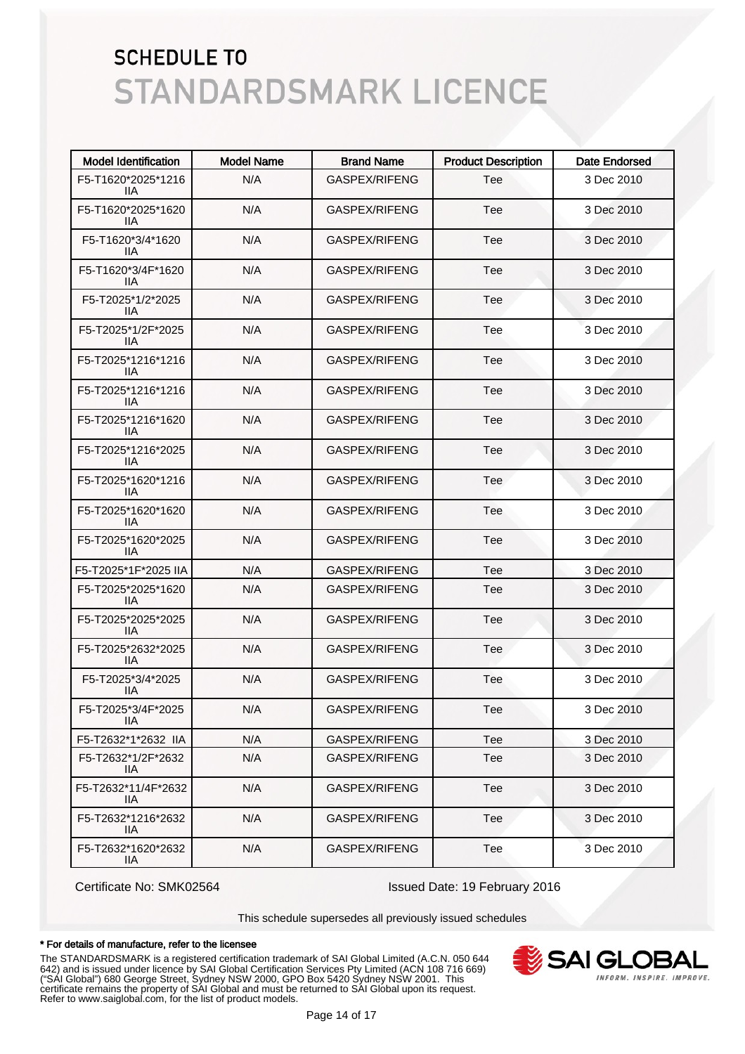# SCHEDULE TO
# STANDARDSMARK LICENCE

| Model Identification | Model Name | Brand Name | Product Description | Date Endorsed |
|---|---|---|---|---|
| F5-T1620*2025*1216 IIA | N/A | GASPEX/RIFENG | Tee | 3 Dec 2010 |
| F5-T1620*2025*1620 IIA | N/A | GASPEX/RIFENG | Tee | 3 Dec 2010 |
| F5-T1620*3/4*1620 IIA | N/A | GASPEX/RIFENG | Tee | 3 Dec 2010 |
| F5-T1620*3/4F*1620 IIA | N/A | GASPEX/RIFENG | Tee | 3 Dec 2010 |
| F5-T2025*1/2*2025 IIA | N/A | GASPEX/RIFENG | Tee | 3 Dec 2010 |
| F5-T2025*1/2F*2025 IIA | N/A | GASPEX/RIFENG | Tee | 3 Dec 2010 |
| F5-T2025*1216*1216 IIA | N/A | GASPEX/RIFENG | Tee | 3 Dec 2010 |
| F5-T2025*1216*1216 IIA | N/A | GASPEX/RIFENG | Tee | 3 Dec 2010 |
| F5-T2025*1216*1620 IIA | N/A | GASPEX/RIFENG | Tee | 3 Dec 2010 |
| F5-T2025*1216*2025 IIA | N/A | GASPEX/RIFENG | Tee | 3 Dec 2010 |
| F5-T2025*1620*1216 IIA | N/A | GASPEX/RIFENG | Tee | 3 Dec 2010 |
| F5-T2025*1620*1620 IIA | N/A | GASPEX/RIFENG | Tee | 3 Dec 2010 |
| F5-T2025*1620*2025 IIA | N/A | GASPEX/RIFENG | Tee | 3 Dec 2010 |
| F5-T2025*1F*2025 IIA | N/A | GASPEX/RIFENG | Tee | 3 Dec 2010 |
| F5-T2025*2025*1620 IIA | N/A | GASPEX/RIFENG | Tee | 3 Dec 2010 |
| F5-T2025*2025*2025 IIA | N/A | GASPEX/RIFENG | Tee | 3 Dec 2010 |
| F5-T2025*2632*2025 IIA | N/A | GASPEX/RIFENG | Tee | 3 Dec 2010 |
| F5-T2025*3/4*2025 IIA | N/A | GASPEX/RIFENG | Tee | 3 Dec 2010 |
| F5-T2025*3/4F*2025 IIA | N/A | GASPEX/RIFENG | Tee | 3 Dec 2010 |
| F5-T2632*1*2632 IIA | N/A | GASPEX/RIFENG | Tee | 3 Dec 2010 |
| F5-T2632*1/2F*2632 IIA | N/A | GASPEX/RIFENG | Tee | 3 Dec 2010 |
| F5-T2632*11/4F*2632 IIA | N/A | GASPEX/RIFENG | Tee | 3 Dec 2010 |
| F5-T2632*1216*2632 IIA | N/A | GASPEX/RIFENG | Tee | 3 Dec 2010 |
| F5-T2632*1620*2632 IIA | N/A | GASPEX/RIFENG | Tee | 3 Dec 2010 |

Certificate No: SMK02564

Issued Date: 19 February 2016

This schedule supersedes all previously issued schedules

**\* For details of manufacture, refer to the licensee**

The STANDARDSMARK is a registered certification trademark of SAI Global Limited (A.C.N. 050 644 642) and is issued under licence by SAI Global Certification Services Pty Limited (ACN 108 716 669) ("SAI Global") 680 George Street, Sydney NSW 2000, GPO Box 5420 Sydney NSW 2001. This certificate remains the property of SAI Global and must be returned to SAI Global upon its request. Refer to www.saiglobal.com, for the list of product models.

SAI GLOBAL
INFORM. INSPIRE. IMPROVE.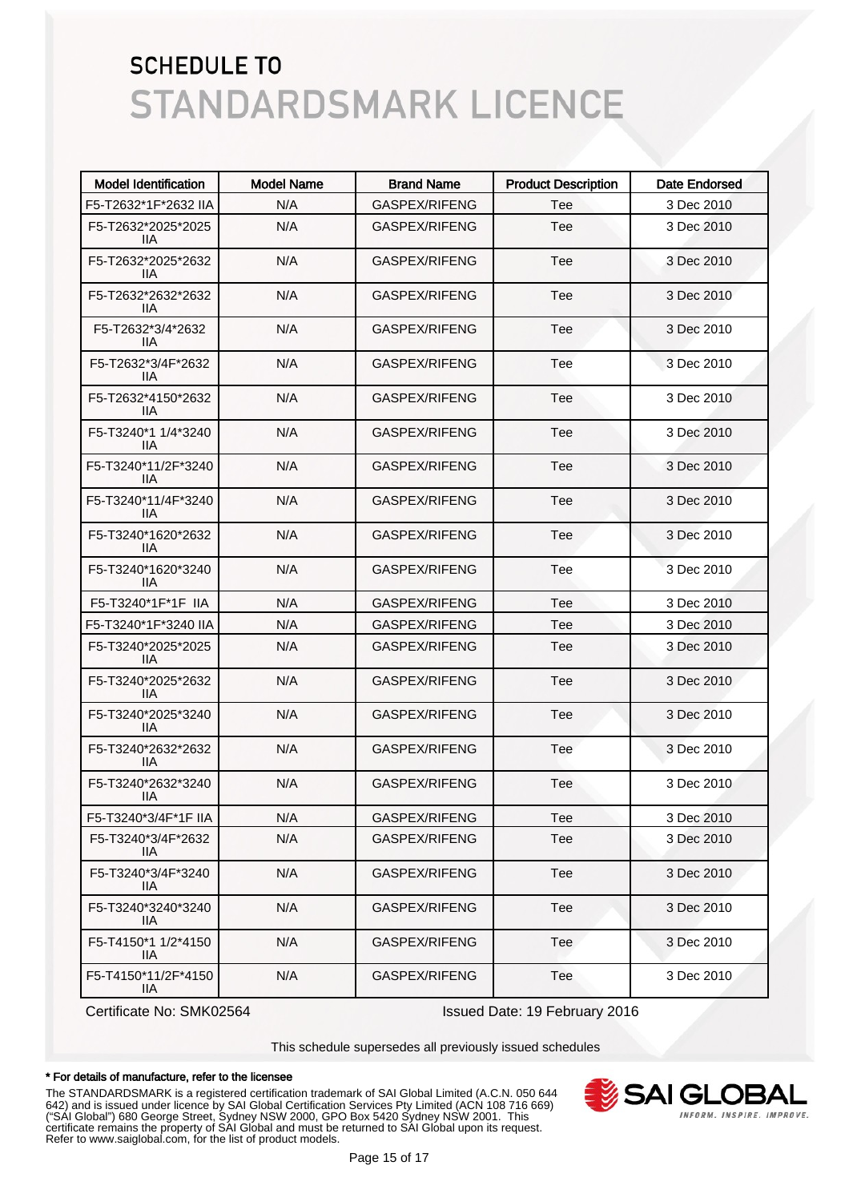# SCHEDULE TO
# STANDARDSMARK LICENCE

| Model Identification | Model Name | Brand Name | Product Description | Date Endorsed |
|---|---|---|---|---|
| F5-T2632*1F*2632 IIA | N/A | GASPEX/RIFENG | Tee | 3 Dec 2010 |
| F5-T2632*2025*2025 IIA | N/A | GASPEX/RIFENG | Tee | 3 Dec 2010 |
| F5-T2632*2025*2632 IIA | N/A | GASPEX/RIFENG | Tee | 3 Dec 2010 |
| F5-T2632*2632*2632 IIA | N/A | GASPEX/RIFENG | Tee | 3 Dec 2010 |
| F5-T2632*3/4*2632 IIA | N/A | GASPEX/RIFENG | Tee | 3 Dec 2010 |
| F5-T2632*3/4F*2632 IIA | N/A | GASPEX/RIFENG | Tee | 3 Dec 2010 |
| F5-T2632*4150*2632 IIA | N/A | GASPEX/RIFENG | Tee | 3 Dec 2010 |
| F5-T3240*1 1/4*3240 IIA | N/A | GASPEX/RIFENG | Tee | 3 Dec 2010 |
| F5-T3240*11/2F*3240 IIA | N/A | GASPEX/RIFENG | Tee | 3 Dec 2010 |
| F5-T3240*11/4F*3240 IIA | N/A | GASPEX/RIFENG | Tee | 3 Dec 2010 |
| F5-T3240*1620*2632 IIA | N/A | GASPEX/RIFENG | Tee | 3 Dec 2010 |
| F5-T3240*1620*3240 IIA | N/A | GASPEX/RIFENG | Tee | 3 Dec 2010 |
| F5-T3240*1F*1F IIA | N/A | GASPEX/RIFENG | Tee | 3 Dec 2010 |
| F5-T3240*1F*3240 IIA | N/A | GASPEX/RIFENG | Tee | 3 Dec 2010 |
| F5-T3240*2025*2025 IIA | N/A | GASPEX/RIFENG | Tee | 3 Dec 2010 |
| F5-T3240*2025*2632 IIA | N/A | GASPEX/RIFENG | Tee | 3 Dec 2010 |
| F5-T3240*2025*3240 IIA | N/A | GASPEX/RIFENG | Tee | 3 Dec 2010 |
| F5-T3240*2632*2632 IIA | N/A | GASPEX/RIFENG | Tee | 3 Dec 2010 |
| F5-T3240*2632*3240 IIA | N/A | GASPEX/RIFENG | Tee | 3 Dec 2010 |
| F5-T3240*3/4F*1F IIA | N/A | GASPEX/RIFENG | Tee | 3 Dec 2010 |
| F5-T3240*3/4F*2632 IIA | N/A | GASPEX/RIFENG | Tee | 3 Dec 2010 |
| F5-T3240*3/4F*3240 IIA | N/A | GASPEX/RIFENG | Tee | 3 Dec 2010 |
| F5-T3240*3240*3240 IIA | N/A | GASPEX/RIFENG | Tee | 3 Dec 2010 |
| F5-T4150*1 1/2*4150 IIA | N/A | GASPEX/RIFENG | Tee | 3 Dec 2010 |
| F5-T4150*11/2F*4150 IIA | N/A | GASPEX/RIFENG | Tee | 3 Dec 2010 |

Certificate No: SMK02564

Issued Date: 19 February 2016

This schedule supersedes all previously issued schedules

**\* For details of manufacture, refer to the licensee**

The STANDARDSMARK is a registered certification trademark of SAI Global Limited (A.C.N. 050 644 642) and is issued under licence by SAI Global Certification Services Pty Limited (ACN 108 716 669) ("SAI Global") 680 George Street, Sydney NSW 2000, GPO Box 5420 Sydney NSW 2001. This certificate remains the property of SAI Global and must be returned to SAI Global upon its request. Refer to www.saiglobal.com, for the list of product models.

SAI GLOBAL
INFORM. INSPIRE. IMPROVE.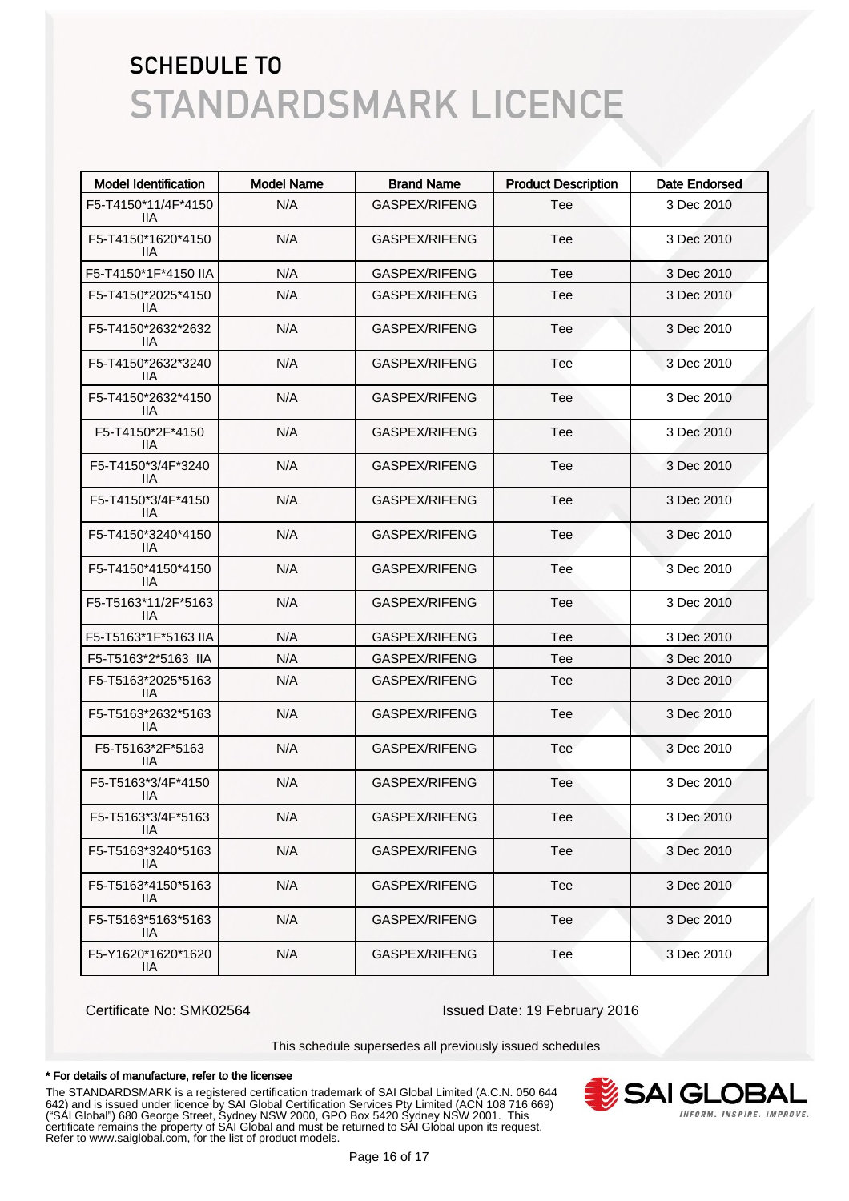# SCHEDULE TO
# STANDARDSMARK LICENCE

| Model Identification | Model Name | Brand Name | Product Description | Date Endorsed |
|---|---|---|---|---|
| F5-T4150*11/4F*4150 IIA | N/A | GASPEX/RIFENG | Tee | 3 Dec 2010 |
| F5-T4150*1620*4150 IIA | N/A | GASPEX/RIFENG | Tee | 3 Dec 2010 |
| F5-T4150*1F*4150 IIA | N/A | GASPEX/RIFENG | Tee | 3 Dec 2010 |
| F5-T4150*2025*4150 IIA | N/A | GASPEX/RIFENG | Tee | 3 Dec 2010 |
| F5-T4150*2632*2632 IIA | N/A | GASPEX/RIFENG | Tee | 3 Dec 2010 |
| F5-T4150*2632*3240 IIA | N/A | GASPEX/RIFENG | Tee | 3 Dec 2010 |
| F5-T4150*2632*4150 IIA | N/A | GASPEX/RIFENG | Tee | 3 Dec 2010 |
| F5-T4150*2F*4150 IIA | N/A | GASPEX/RIFENG | Tee | 3 Dec 2010 |
| F5-T4150*3/4F*3240 IIA | N/A | GASPEX/RIFENG | Tee | 3 Dec 2010 |
| F5-T4150*3/4F*4150 IIA | N/A | GASPEX/RIFENG | Tee | 3 Dec 2010 |
| F5-T4150*3240*4150 IIA | N/A | GASPEX/RIFENG | Tee | 3 Dec 2010 |
| F5-T4150*4150*4150 IIA | N/A | GASPEX/RIFENG | Tee | 3 Dec 2010 |
| F5-T5163*11/2F*5163 IIA | N/A | GASPEX/RIFENG | Tee | 3 Dec 2010 |
| F5-T5163*1F*5163 IIA | N/A | GASPEX/RIFENG | Tee | 3 Dec 2010 |
| F5-T5163*2*5163 IIA | N/A | GASPEX/RIFENG | Tee | 3 Dec 2010 |
| F5-T5163*2025*5163 IIA | N/A | GASPEX/RIFENG | Tee | 3 Dec 2010 |
| F5-T5163*2632*5163 IIA | N/A | GASPEX/RIFENG | Tee | 3 Dec 2010 |
| F5-T5163*2F*5163 IIA | N/A | GASPEX/RIFENG | Tee | 3 Dec 2010 |
| F5-T5163*3/4F*4150 IIA | N/A | GASPEX/RIFENG | Tee | 3 Dec 2010 |
| F5-T5163*3/4F*5163 IIA | N/A | GASPEX/RIFENG | Tee | 3 Dec 2010 |
| F5-T5163*3240*5163 IIA | N/A | GASPEX/RIFENG | Tee | 3 Dec 2010 |
| F5-T5163*4150*5163 IIA | N/A | GASPEX/RIFENG | Tee | 3 Dec 2010 |
| F5-T5163*5163*5163 IIA | N/A | GASPEX/RIFENG | Tee | 3 Dec 2010 |
| F5-Y1620*1620*1620 IIA | N/A | GASPEX/RIFENG | Tee | 3 Dec 2010 |

Certificate No: SMK02564

Issued Date: 19 February 2016

This schedule supersedes all previously issued schedules

**\* For details of manufacture, refer to the licensee**

The STANDARDSMARK is a registered certification trademark of SAI Global Limited (A.C.N. 050 644 642) and is issued under licence by SAI Global Certification Services Pty Limited (ACN 108 716 669) ("SAI Global") 680 George Street, Sydney NSW 2000, GPO Box 5420 Sydney NSW 2001. This certificate remains the property of SAI Global and must be returned to SAI Global upon its request. Refer to www.saiglobal.com, for the list of product models.

SAI GLOBAL
INFORM. INSPIRE. IMPROVE.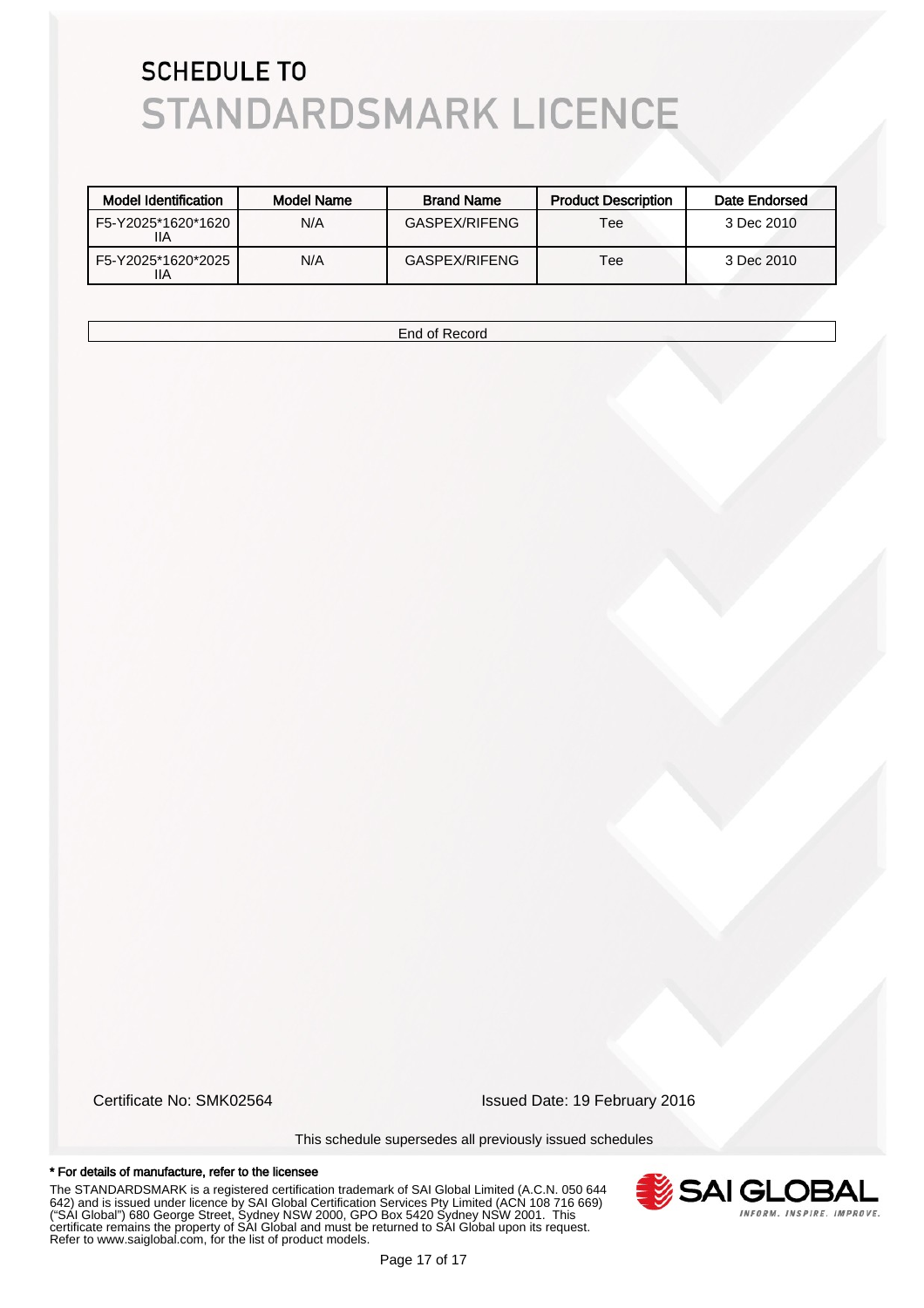# SCHEDULE TO
# STANDARDSMARK LICENCE

| Model Identification | Model Name | Brand Name | Product Description | Date Endorsed |
| --- | --- | --- | --- | --- |
| F5-Y2025*1620*1620 IIA | N/A | GASPEX/RIFENG | Tee | 3 Dec 2010 |
| F5-Y2025*1620*2025 IIA | N/A | GASPEX/RIFENG | Tee | 3 Dec 2010 |

End of Record

Certificate No: SMK02564

Issued Date: 19 February 2016

This schedule supersedes all previously issued schedules

**\* For details of manufacture, refer to the licensee**

The STANDARDSMARK is a registered certification trademark of SAI Global Limited (A.C.N. 050 644 642) and is issued under licence by SAI Global Certification Services Pty Limited (ACN 108 716 669) ("SAI Global") 680 George Street, Sydney NSW 2000, GPO Box 5420 Sydney NSW 2001. This certificate remains the property of SAI Global and must be returned to SAI Global upon its request. Refer to www.saiglobal.com, for the list of product models.

SAI GLOBAL
INFORM. INSPIRE. IMPROVE.